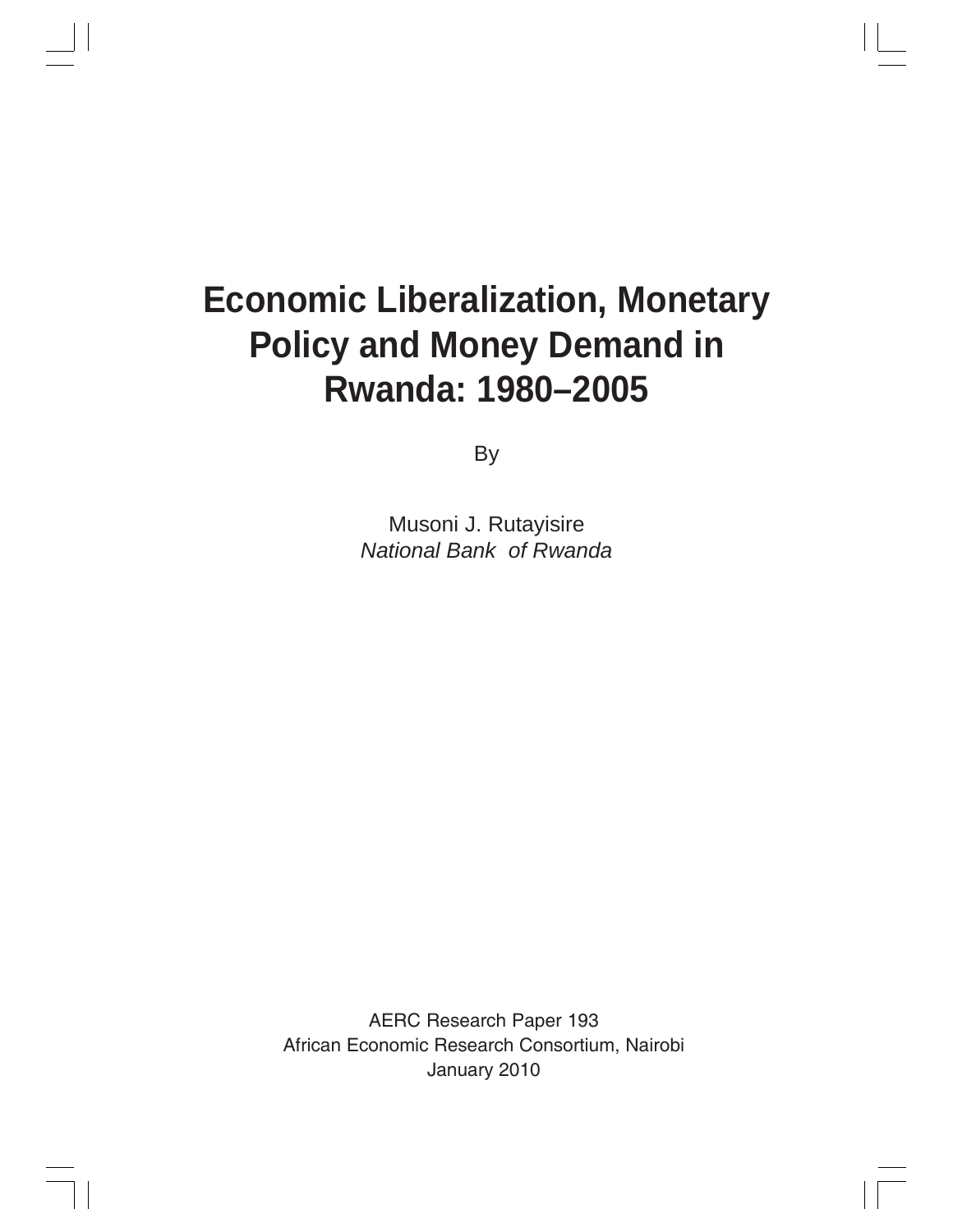# Economic Liberalization, Monetary Policy and Money Demand in Rwanda: 1980–2005

By

Musoni J. Rutayisire

*National Bank of Rwanda*

AERC Research Paper 193

African Economic Research Consortium, Nairobi

January 2010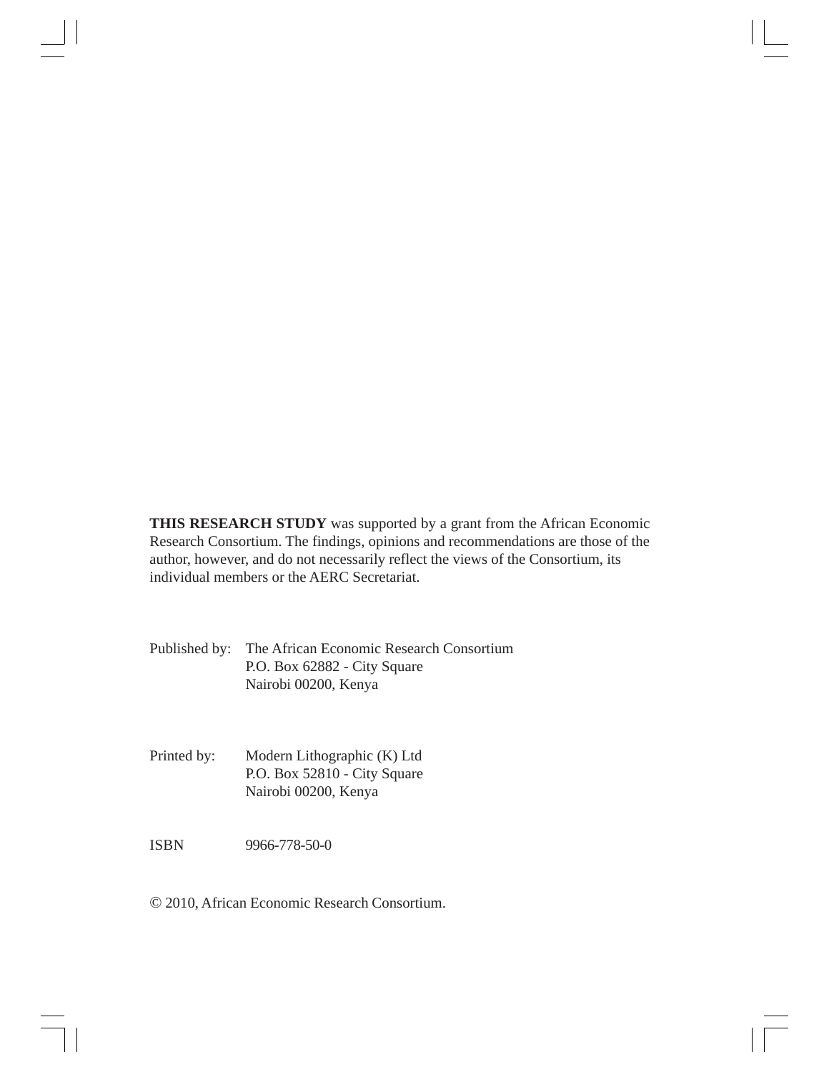**THIS RESEARCH STUDY** was supported by a grant from the African Economic Research Consortium. The findings, opinions and recommendations are those of the author, however, and do not necessarily reflect the views of the Consortium, its individual members or the AERC Secretariat.

Published by: The African Economic Research Consortium
P.O. Box 62882 - City Square
Nairobi 00200, Kenya

Printed by: Modern Lithographic (K) Ltd
P.O. Box 52810 - City Square
Nairobi 00200, Kenya

ISBN 9966-778-50-0

© 2010, African Economic Research Consortium.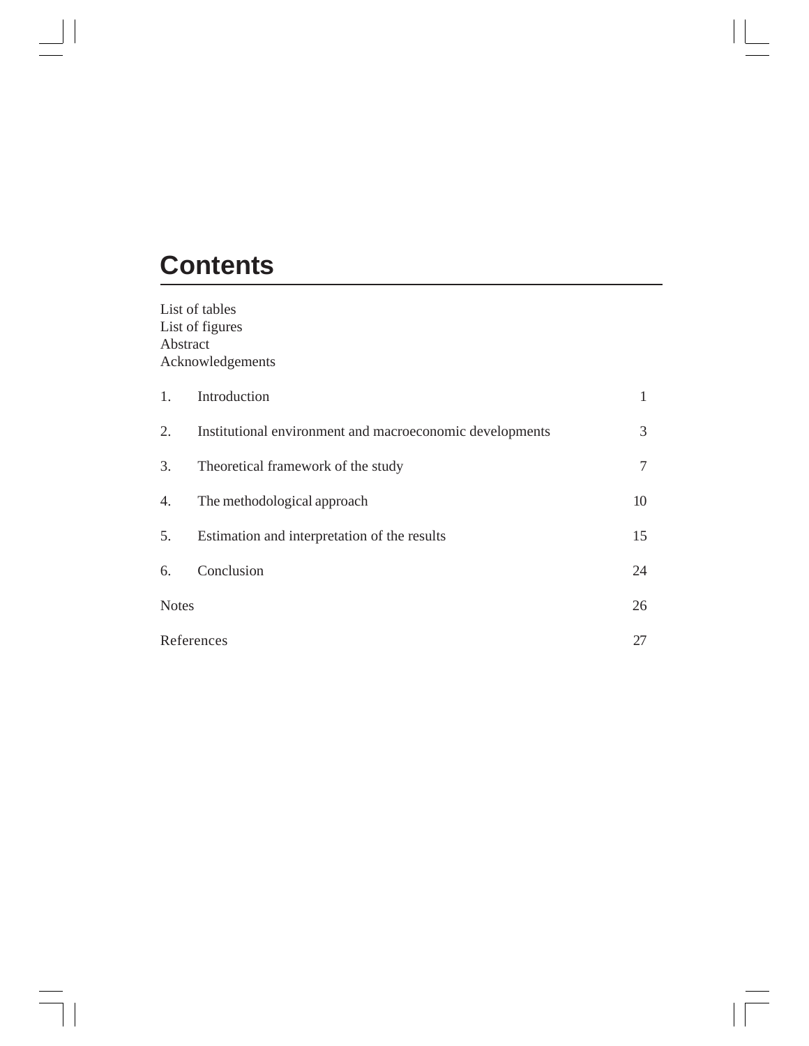# Contents

List of tables
List of figures
Abstract
Acknowledgements

| | | |
|---|---|---|
| 1. | Introduction | 1 |
| 2. | Institutional environment and macroeconomic developments | 3 |
| 3. | Theoretical framework of the study | 7 |
| 4. | The methodological approach | 10 |
| 5. | Estimation and interpretation of the results | 15 |
| 6. | Conclusion | 24 |
| Notes | | 26 |
| References | | 27 |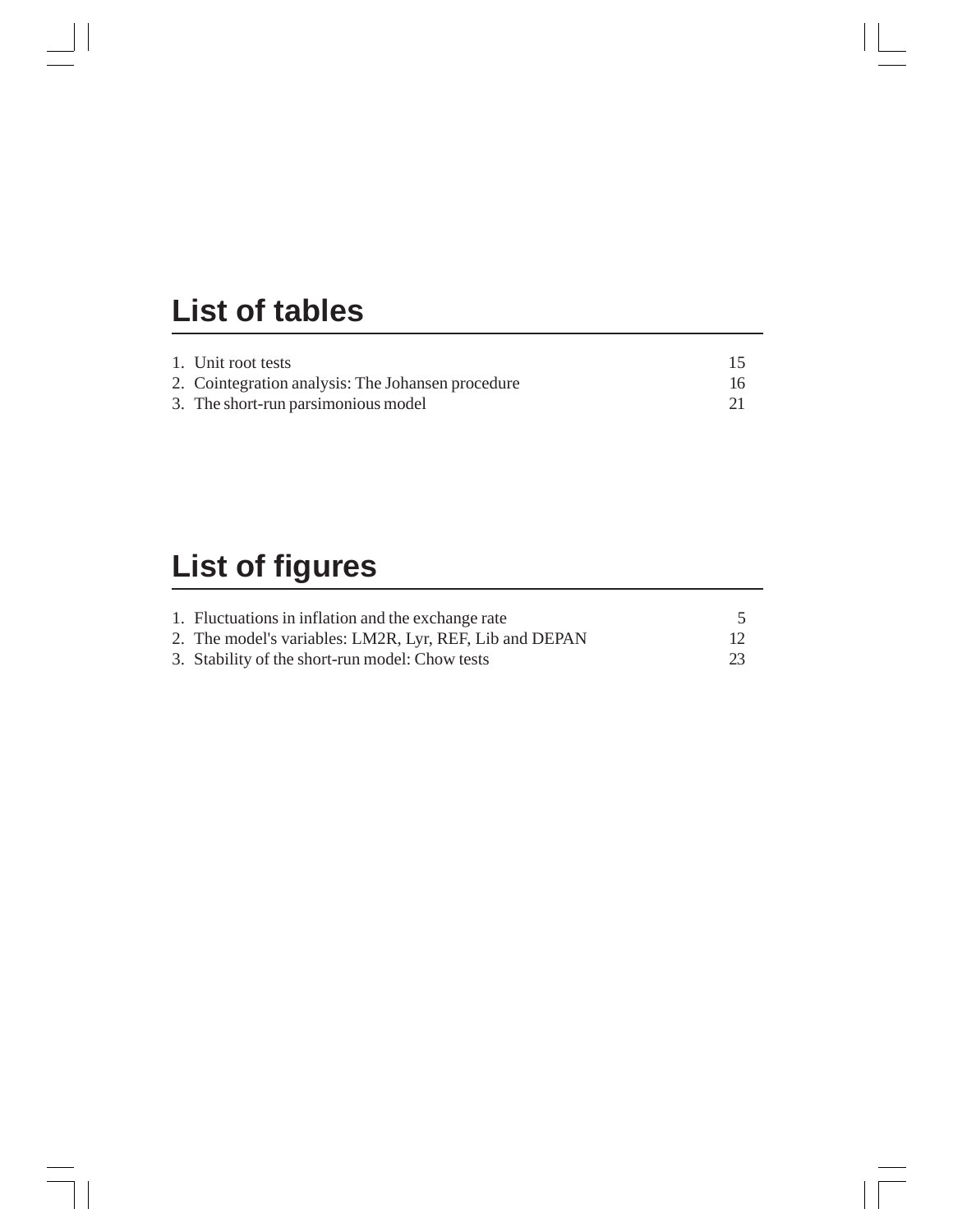# List of tables

| | |
|---|---|
| 1. Unit root tests | 15 |
| 2. Cointegration analysis: The Johansen procedure | 16 |
| 3. The short-run parsimonious model | 21 |

# List of figures

| | |
|---|---|
| 1. Fluctuations in inflation and the exchange rate | 5 |
| 2. The model's variables: LM2R, Lyr, REF, Lib and DEPAN | 12 |
| 3. Stability of the short-run model: Chow tests | 23 |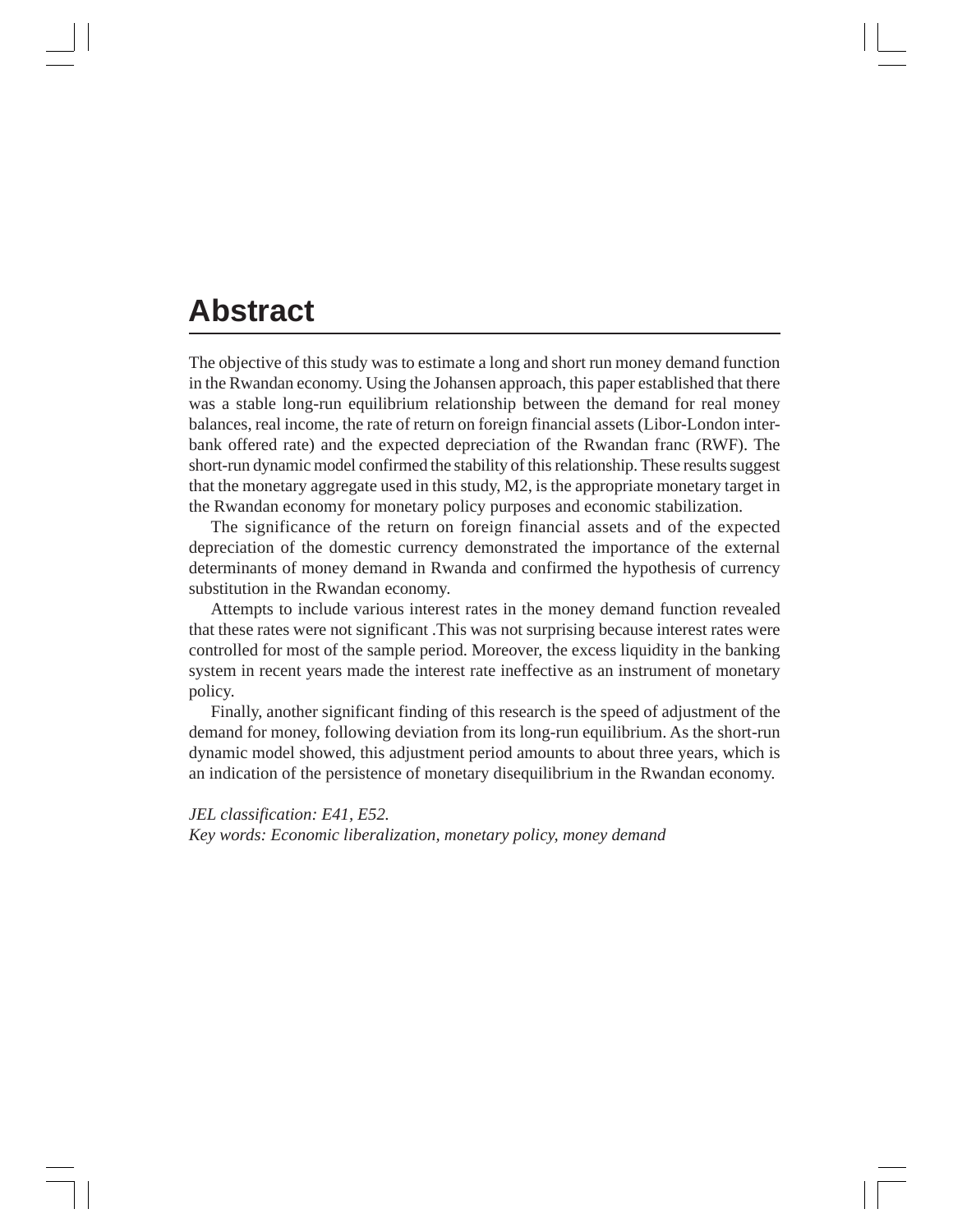# Abstract

The objective of this study was to estimate a long and short run money demand function in the Rwandan economy. Using the Johansen approach, this paper established that there was a stable long-run equilibrium relationship between the demand for real money balances, real income, the rate of return on foreign financial assets (Libor-London inter-bank offered rate) and the expected depreciation of the Rwandan franc (RWF). The short-run dynamic model confirmed the stability of this relationship. These results suggest that the monetary aggregate used in this study, M2, is the appropriate monetary target in the Rwandan economy for monetary policy purposes and economic stabilization.

The significance of the return on foreign financial assets and of the expected depreciation of the domestic currency demonstrated the importance of the external determinants of money demand in Rwanda and confirmed the hypothesis of currency substitution in the Rwandan economy.

Attempts to include various interest rates in the money demand function revealed that these rates were not significant .This was not surprising because interest rates were controlled for most of the sample period. Moreover, the excess liquidity in the banking system in recent years made the interest rate ineffective as an instrument of monetary policy.

Finally, another significant finding of this research is the speed of adjustment of the demand for money, following deviation from its long-run equilibrium. As the short-run dynamic model showed, this adjustment period amounts to about three years, which is an indication of the persistence of monetary disequilibrium in the Rwandan economy.

*JEL classification: E41, E52.*
*Key words: Economic liberalization, monetary policy, money demand*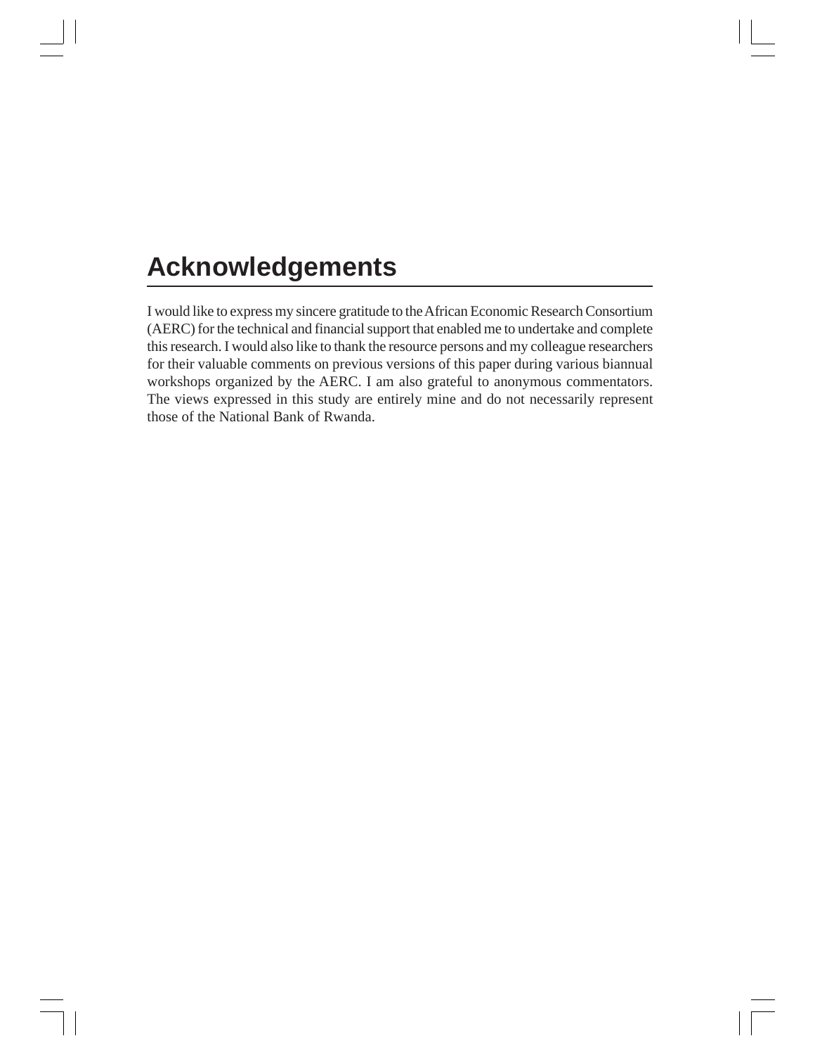# Acknowledgements

I would like to express my sincere gratitude to the African Economic Research Consortium (AERC) for the technical and financial support that enabled me to undertake and complete this research. I would also like to thank the resource persons and my colleague researchers for their valuable comments on previous versions of this paper during various biannual workshops organized by the AERC. I am also grateful to anonymous commentators. The views expressed in this study are entirely mine and do not necessarily represent those of the National Bank of Rwanda.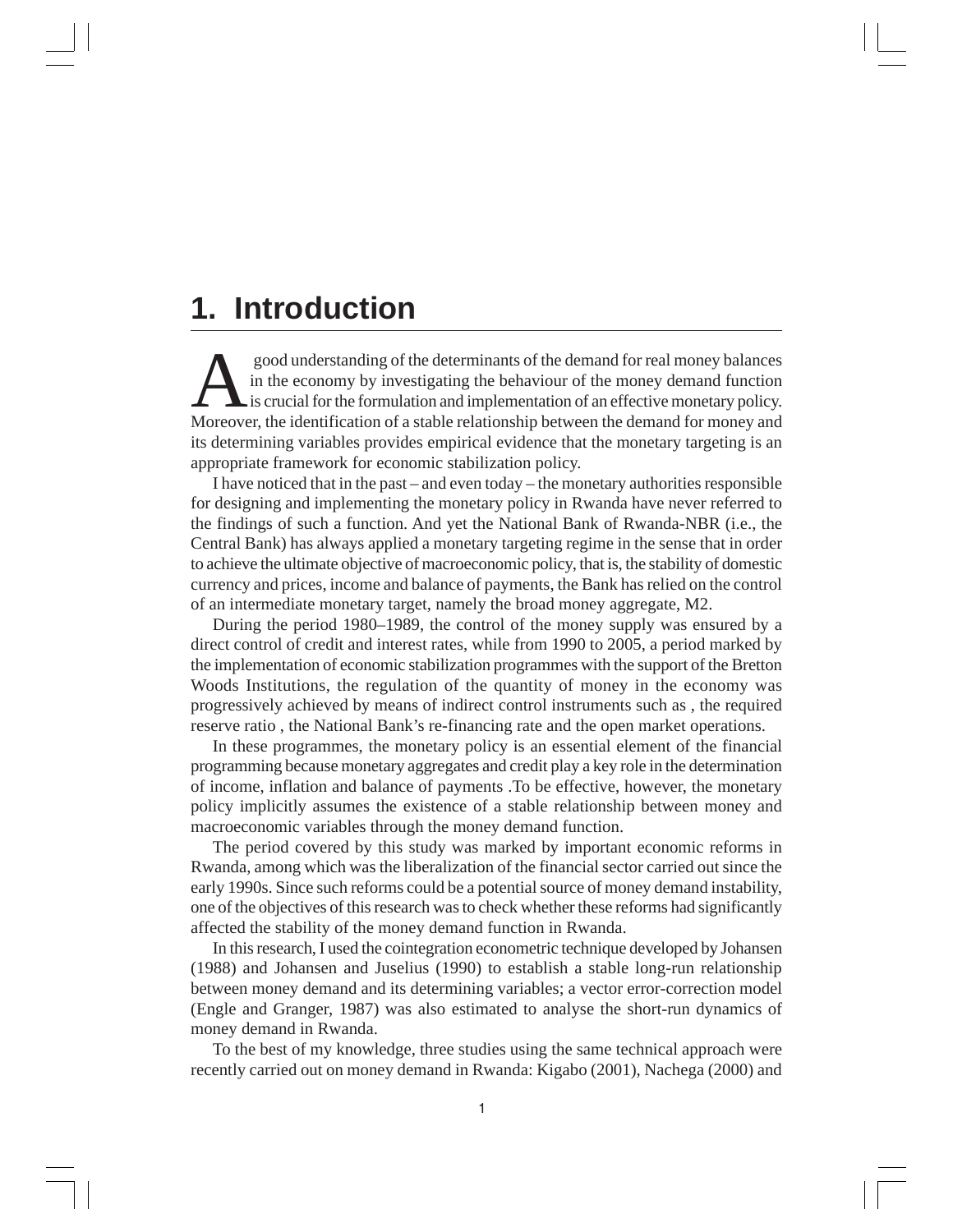# 1. Introduction

A good understanding of the determinants of the demand for real money balances in the economy by investigating the behaviour of the money demand function is crucial for the formulation and implementation of an effective monetary policy. Moreover, the identification of a stable relationship between the demand for money and its determining variables provides empirical evidence that the monetary targeting is an appropriate framework for economic stabilization policy.

I have noticed that in the past – and even today – the monetary authorities responsible for designing and implementing the monetary policy in Rwanda have never referred to the findings of such a function. And yet the National Bank of Rwanda-NBR (i.e., the Central Bank) has always applied a monetary targeting regime in the sense that in order to achieve the ultimate objective of macroeconomic policy, that is, the stability of domestic currency and prices, income and balance of payments, the Bank has relied on the control of an intermediate monetary target, namely the broad money aggregate, M2.

During the period 1980–1989, the control of the money supply was ensured by a direct control of credit and interest rates, while from 1990 to 2005, a period marked by the implementation of economic stabilization programmes with the support of the Bretton Woods Institutions, the regulation of the quantity of money in the economy was progressively achieved by means of indirect control instruments such as , the required reserve ratio , the National Bank's re-financing rate and the open market operations.

In these programmes, the monetary policy is an essential element of the financial programming because monetary aggregates and credit play a key role in the determination of income, inflation and balance of payments .To be effective, however, the monetary policy implicitly assumes the existence of a stable relationship between money and macroeconomic variables through the money demand function.

The period covered by this study was marked by important economic reforms in Rwanda, among which was the liberalization of the financial sector carried out since the early 1990s. Since such reforms could be a potential source of money demand instability, one of the objectives of this research was to check whether these reforms had significantly affected the stability of the money demand function in Rwanda.

In this research, I used the cointegration econometric technique developed by Johansen (1988) and Johansen and Juselius (1990) to establish a stable long-run relationship between money demand and its determining variables; a vector error-correction model (Engle and Granger, 1987) was also estimated to analyse the short-run dynamics of money demand in Rwanda.

To the best of my knowledge, three studies using the same technical approach were recently carried out on money demand in Rwanda: Kigabo (2001), Nachega (2000) and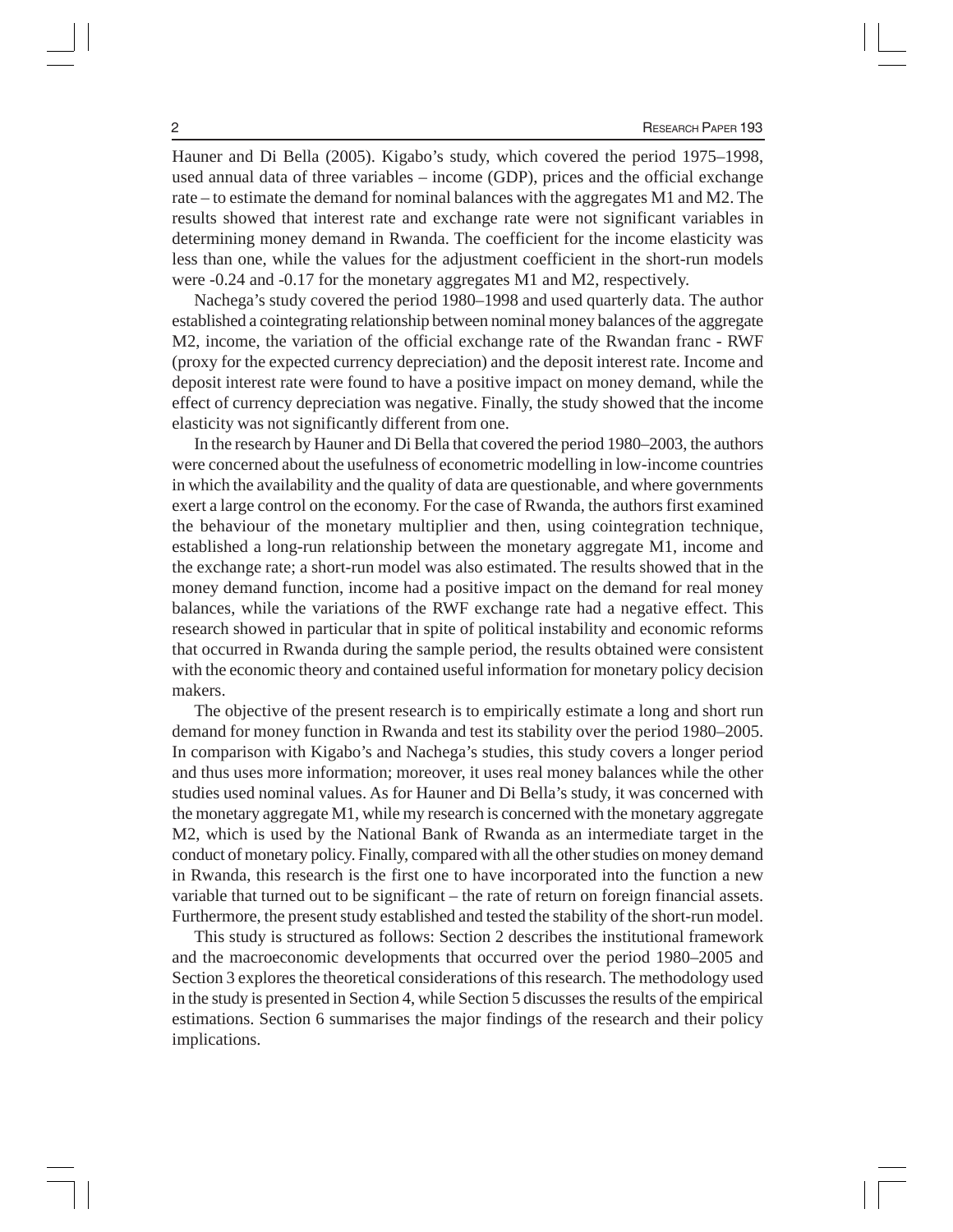Hauner and Di Bella (2005). Kigabo's study, which covered the period 1975–1998, used annual data of three variables – income (GDP), prices and the official exchange rate – to estimate the demand for nominal balances with the aggregates M1 and M2. The results showed that interest rate and exchange rate were not significant variables in determining money demand in Rwanda. The coefficient for the income elasticity was less than one, while the values for the adjustment coefficient in the short-run models were -0.24 and -0.17 for the monetary aggregates M1 and M2, respectively.

Nachega's study covered the period 1980–1998 and used quarterly data. The author established a cointegrating relationship between nominal money balances of the aggregate M2, income, the variation of the official exchange rate of the Rwandan franc - RWF (proxy for the expected currency depreciation) and the deposit interest rate. Income and deposit interest rate were found to have a positive impact on money demand, while the effect of currency depreciation was negative. Finally, the study showed that the income elasticity was not significantly different from one.

In the research by Hauner and Di Bella that covered the period 1980–2003, the authors were concerned about the usefulness of econometric modelling in low-income countries in which the availability and the quality of data are questionable, and where governments exert a large control on the economy. For the case of Rwanda, the authors first examined the behaviour of the monetary multiplier and then, using cointegration technique, established a long-run relationship between the monetary aggregate M1, income and the exchange rate; a short-run model was also estimated. The results showed that in the money demand function, income had a positive impact on the demand for real money balances, while the variations of the RWF exchange rate had a negative effect. This research showed in particular that in spite of political instability and economic reforms that occurred in Rwanda during the sample period, the results obtained were consistent with the economic theory and contained useful information for monetary policy decision makers.

The objective of the present research is to empirically estimate a long and short run demand for money function in Rwanda and test its stability over the period 1980–2005. In comparison with Kigabo's and Nachega's studies, this study covers a longer period and thus uses more information; moreover, it uses real money balances while the other studies used nominal values. As for Hauner and Di Bella's study, it was concerned with the monetary aggregate M1, while my research is concerned with the monetary aggregate M2, which is used by the National Bank of Rwanda as an intermediate target in the conduct of monetary policy. Finally, compared with all the other studies on money demand in Rwanda, this research is the first one to have incorporated into the function a new variable that turned out to be significant – the rate of return on foreign financial assets. Furthermore, the present study established and tested the stability of the short-run model.

This study is structured as follows: Section 2 describes the institutional framework and the macroeconomic developments that occurred over the period 1980–2005 and Section 3 explores the theoretical considerations of this research. The methodology used in the study is presented in Section 4, while Section 5 discusses the results of the empirical estimations. Section 6 summarises the major findings of the research and their policy implications.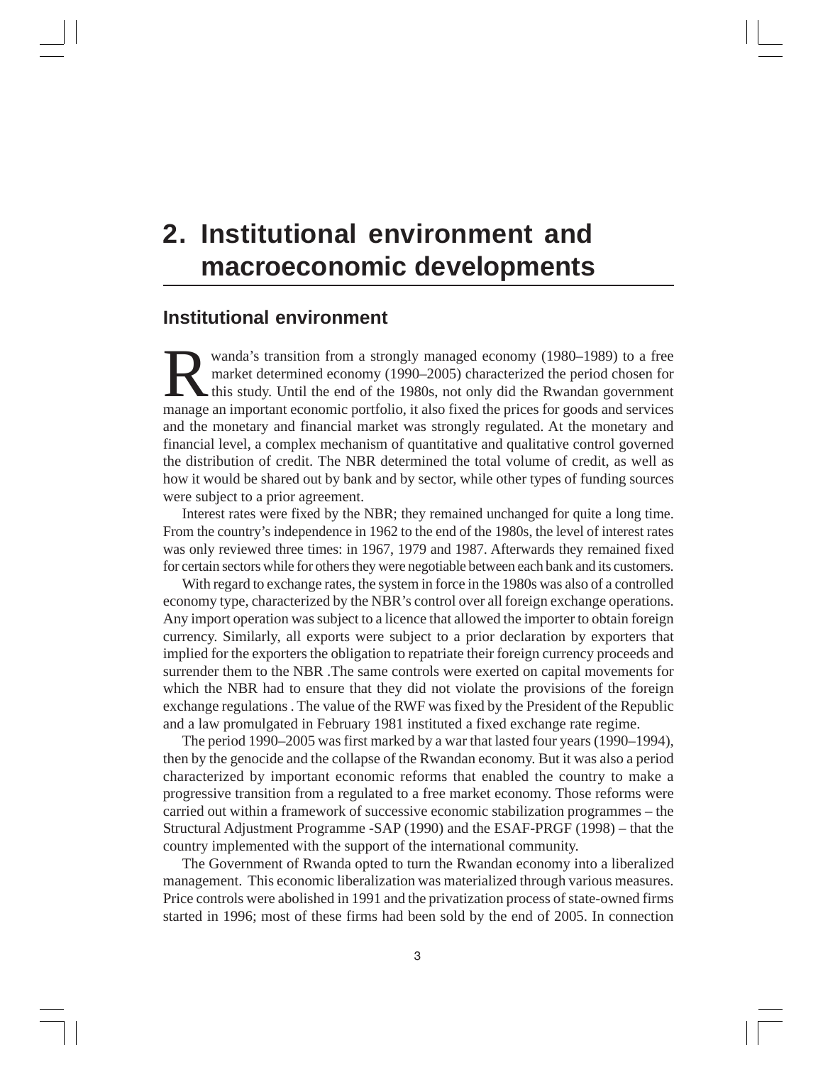# 2. Institutional environment and macroeconomic developments

## Institutional environment

Rwanda's transition from a strongly managed economy (1980–1989) to a free market determined economy (1990–2005) characterized the period chosen for this study. Until the end of the 1980s, not only did the Rwandan government manage an important economic portfolio, it also fixed the prices for goods and services and the monetary and financial market was strongly regulated. At the monetary and financial level, a complex mechanism of quantitative and qualitative control governed the distribution of credit. The NBR determined the total volume of credit, as well as how it would be shared out by bank and by sector, while other types of funding sources were subject to a prior agreement.

Interest rates were fixed by the NBR; they remained unchanged for quite a long time. From the country's independence in 1962 to the end of the 1980s, the level of interest rates was only reviewed three times: in 1967, 1979 and 1987. Afterwards they remained fixed for certain sectors while for others they were negotiable between each bank and its customers.

With regard to exchange rates, the system in force in the 1980s was also of a controlled economy type, characterized by the NBR's control over all foreign exchange operations. Any import operation was subject to a licence that allowed the importer to obtain foreign currency. Similarly, all exports were subject to a prior declaration by exporters that implied for the exporters the obligation to repatriate their foreign currency proceeds and surrender them to the NBR .The same controls were exerted on capital movements for which the NBR had to ensure that they did not violate the provisions of the foreign exchange regulations . The value of the RWF was fixed by the President of the Republic and a law promulgated in February 1981 instituted a fixed exchange rate regime.

The period 1990–2005 was first marked by a war that lasted four years (1990–1994), then by the genocide and the collapse of the Rwandan economy. But it was also a period characterized by important economic reforms that enabled the country to make a progressive transition from a regulated to a free market economy. Those reforms were carried out within a framework of successive economic stabilization programmes – the Structural Adjustment Programme -SAP (1990) and the ESAF-PRGF (1998) – that the country implemented with the support of the international community.

The Government of Rwanda opted to turn the Rwandan economy into a liberalized management. This economic liberalization was materialized through various measures. Price controls were abolished in 1991 and the privatization process of state-owned firms started in 1996; most of these firms had been sold by the end of 2005. In connection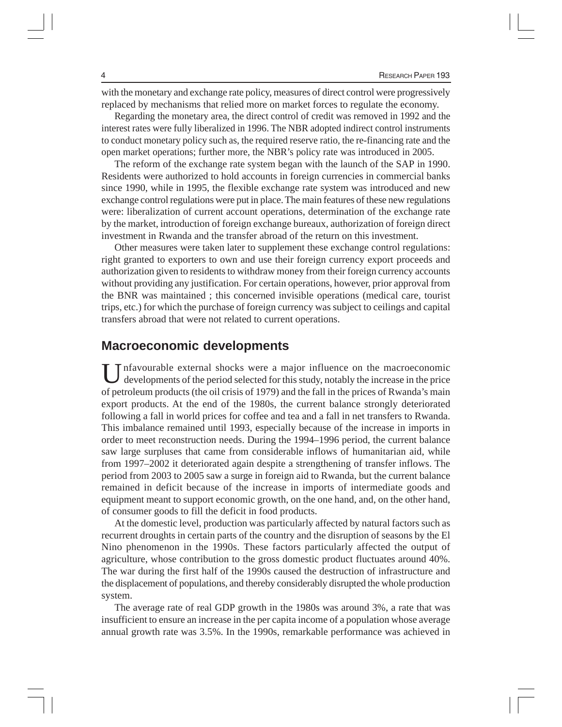with the monetary and exchange rate policy, measures of direct control were progressively replaced by mechanisms that relied more on market forces to regulate the economy.

Regarding the monetary area, the direct control of credit was removed in 1992 and the interest rates were fully liberalized in 1996. The NBR adopted indirect control instruments to conduct monetary policy such as, the required reserve ratio, the re-financing rate and the open market operations; further more, the NBR's policy rate was introduced in 2005.

The reform of the exchange rate system began with the launch of the SAP in 1990. Residents were authorized to hold accounts in foreign currencies in commercial banks since 1990, while in 1995, the flexible exchange rate system was introduced and new exchange control regulations were put in place. The main features of these new regulations were: liberalization of current account operations, determination of the exchange rate by the market, introduction of foreign exchange bureaux, authorization of foreign direct investment in Rwanda and the transfer abroad of the return on this investment.

Other measures were taken later to supplement these exchange control regulations: right granted to exporters to own and use their foreign currency export proceeds and authorization given to residents to withdraw money from their foreign currency accounts without providing any justification. For certain operations, however, prior approval from the BNR was maintained ; this concerned invisible operations (medical care, tourist trips, etc.) for which the purchase of foreign currency was subject to ceilings and capital transfers abroad that were not related to current operations.

## Macroeconomic developments

Unfavourable external shocks were a major influence on the macroeconomic developments of the period selected for this study, notably the increase in the price of petroleum products (the oil crisis of 1979) and the fall in the prices of Rwanda's main export products. At the end of the 1980s, the current balance strongly deteriorated following a fall in world prices for coffee and tea and a fall in net transfers to Rwanda. This imbalance remained until 1993, especially because of the increase in imports in order to meet reconstruction needs. During the 1994–1996 period, the current balance saw large surpluses that came from considerable inflows of humanitarian aid, while from 1997–2002 it deteriorated again despite a strengthening of transfer inflows. The period from 2003 to 2005 saw a surge in foreign aid to Rwanda, but the current balance remained in deficit because of the increase in imports of intermediate goods and equipment meant to support economic growth, on the one hand, and, on the other hand, of consumer goods to fill the deficit in food products.

At the domestic level, production was particularly affected by natural factors such as recurrent droughts in certain parts of the country and the disruption of seasons by the El Nino phenomenon in the 1990s. These factors particularly affected the output of agriculture, whose contribution to the gross domestic product fluctuates around 40%. The war during the first half of the 1990s caused the destruction of infrastructure and the displacement of populations, and thereby considerably disrupted the whole production system.

The average rate of real GDP growth in the 1980s was around 3%, a rate that was insufficient to ensure an increase in the per capita income of a population whose average annual growth rate was 3.5%. In the 1990s, remarkable performance was achieved in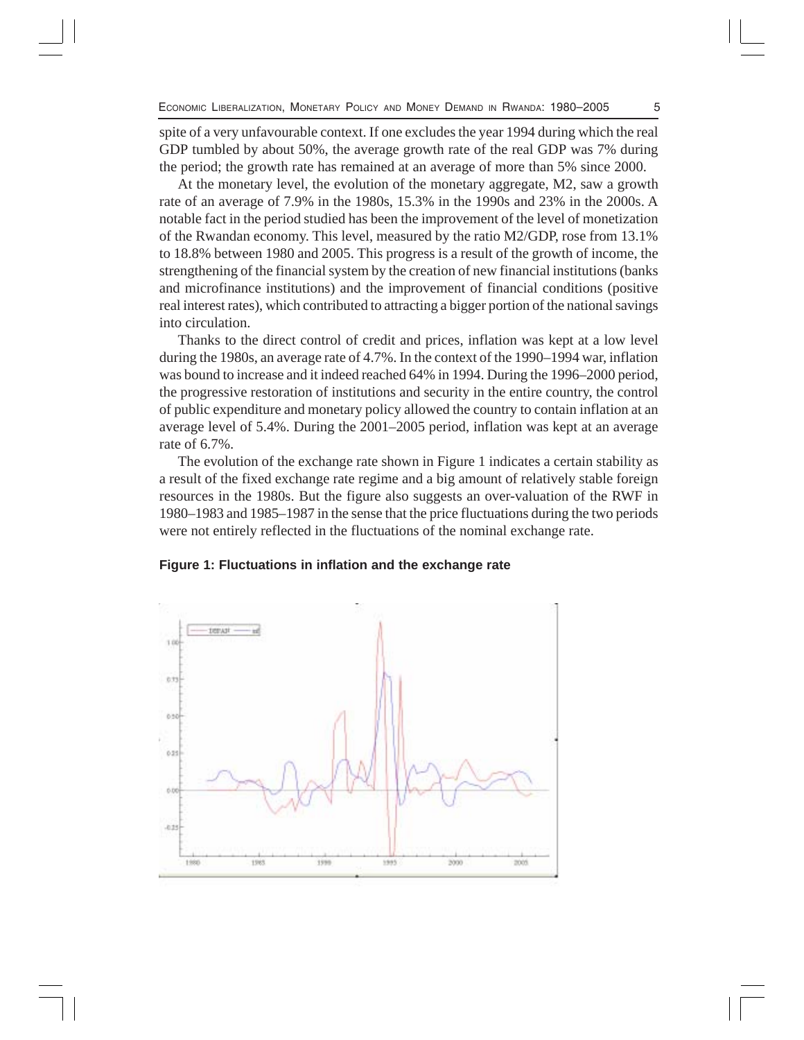spite of a very unfavourable context. If one excludes the year 1994 during which the real GDP tumbled by about 50%, the average growth rate of the real GDP was 7% during the period; the growth rate has remained at an average of more than 5% since 2000.

At the monetary level, the evolution of the monetary aggregate, M2, saw a growth rate of an average of 7.9% in the 1980s, 15.3% in the 1990s and 23% in the 2000s. A notable fact in the period studied has been the improvement of the level of monetization of the Rwandan economy. This level, measured by the ratio M2/GDP, rose from 13.1% to 18.8% between 1980 and 2005. This progress is a result of the growth of income, the strengthening of the financial system by the creation of new financial institutions (banks and microfinance institutions) and the improvement of financial conditions (positive real interest rates), which contributed to attracting a bigger portion of the national savings into circulation.

Thanks to the direct control of credit and prices, inflation was kept at a low level during the 1980s, an average rate of 4.7%. In the context of the 1990–1994 war, inflation was bound to increase and it indeed reached 64% in 1994. During the 1996–2000 period, the progressive restoration of institutions and security in the entire country, the control of public expenditure and monetary policy allowed the country to contain inflation at an average level of 5.4%. During the 2001–2005 period, inflation was kept at an average rate of 6.7%.

The evolution of the exchange rate shown in Figure 1 indicates a certain stability as a result of the fixed exchange rate regime and a big amount of relatively stable foreign resources in the 1980s. But the figure also suggests an over-valuation of the RWF in 1980–1983 and 1985–1987 in the sense that the price fluctuations during the two periods were not entirely reflected in the fluctuations of the nominal exchange rate.

**Figure 1: Fluctuations in inflation and the exchange rate**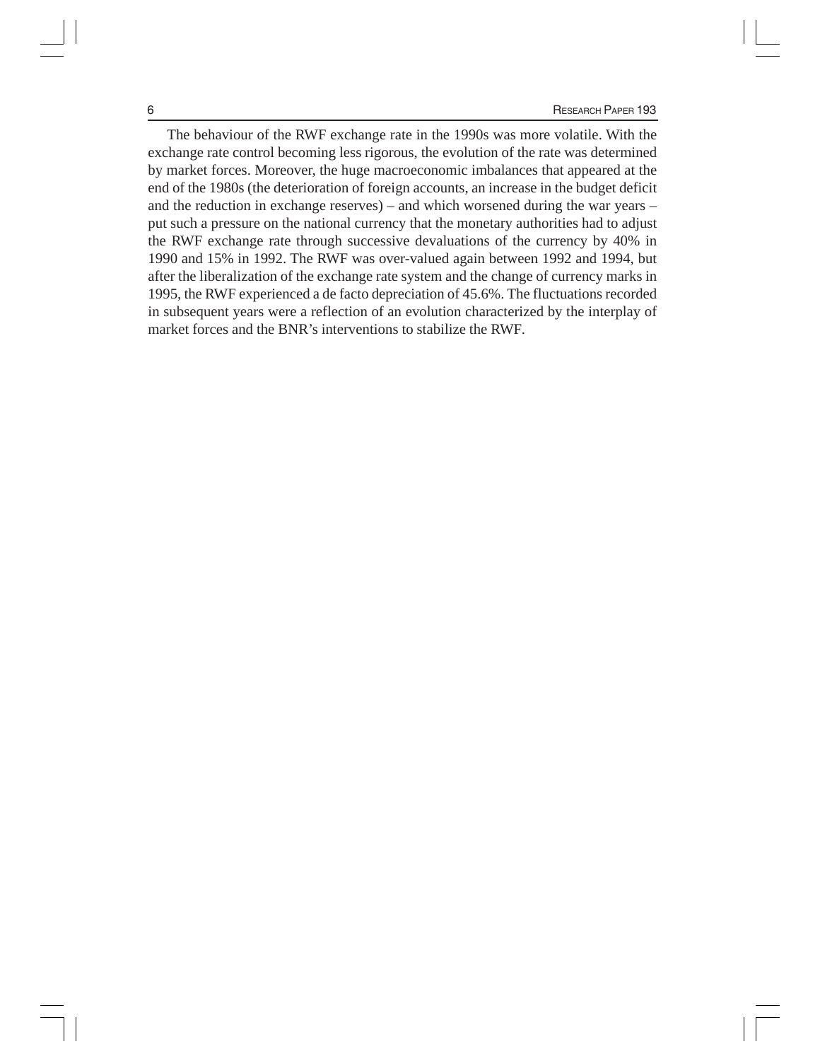The behaviour of the RWF exchange rate in the 1990s was more volatile. With the exchange rate control becoming less rigorous, the evolution of the rate was determined by market forces. Moreover, the huge macroeconomic imbalances that appeared at the end of the 1980s (the deterioration of foreign accounts, an increase in the budget deficit and the reduction in exchange reserves) – and which worsened during the war years – put such a pressure on the national currency that the monetary authorities had to adjust the RWF exchange rate through successive devaluations of the currency by 40% in 1990 and 15% in 1992. The RWF was over-valued again between 1992 and 1994, but after the liberalization of the exchange rate system and the change of currency marks in 1995, the RWF experienced a de facto depreciation of 45.6%. The fluctuations recorded in subsequent years were a reflection of an evolution characterized by the interplay of market forces and the BNR's interventions to stabilize the RWF.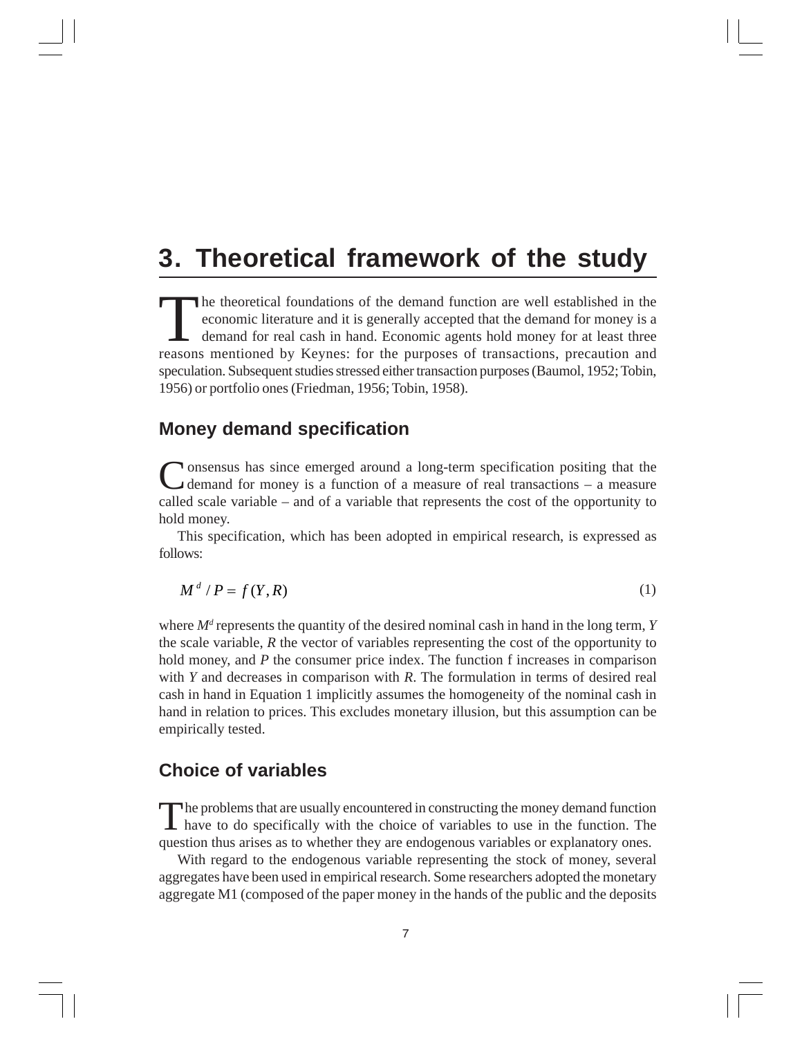# 3. Theoretical framework of the study

The theoretical foundations of the demand function are well established in the economic literature and it is generally accepted that the demand for money is a demand for real cash in hand. Economic agents hold money for at least three reasons mentioned by Keynes: for the purposes of transactions, precaution and speculation. Subsequent studies stressed either transaction purposes (Baumol, 1952; Tobin, 1956) or portfolio ones (Friedman, 1956; Tobin, 1958).

## Money demand specification

Consensus has since emerged around a long-term specification positing that the demand for money is a function of a measure of real transactions – a measure called scale variable – and of a variable that represents the cost of the opportunity to hold money.

This specification, which has been adopted in empirical research, is expressed as follows:

$$M^d / P = f(Y, R) \tag{1}$$

where $M^d$ represents the quantity of the desired nominal cash in hand in the long term, $Y$ the scale variable, $R$ the vector of variables representing the cost of the opportunity to hold money, and $P$ the consumer price index. The function f increases in comparison with $Y$ and decreases in comparison with $R$. The formulation in terms of desired real cash in hand in Equation 1 implicitly assumes the homogeneity of the nominal cash in hand in relation to prices. This excludes monetary illusion, but this assumption can be empirically tested.

## Choice of variables

The problems that are usually encountered in constructing the money demand function have to do specifically with the choice of variables to use in the function. The question thus arises as to whether they are endogenous variables or explanatory ones.

With regard to the endogenous variable representing the stock of money, several aggregates have been used in empirical research. Some researchers adopted the monetary aggregate M1 (composed of the paper money in the hands of the public and the deposits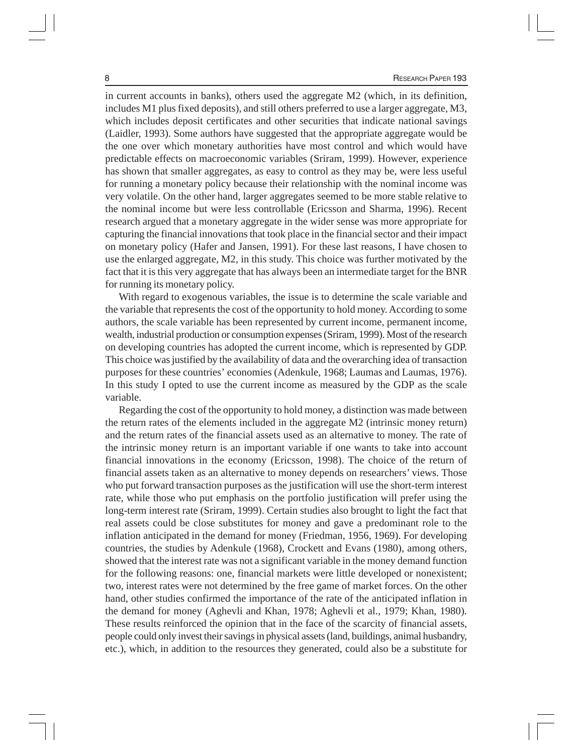in current accounts in banks), others used the aggregate M2 (which, in its definition, includes M1 plus fixed deposits), and still others preferred to use a larger aggregate, M3, which includes deposit certificates and other securities that indicate national savings (Laidler, 1993). Some authors have suggested that the appropriate aggregate would be the one over which monetary authorities have most control and which would have predictable effects on macroeconomic variables (Sriram, 1999). However, experience has shown that smaller aggregates, as easy to control as they may be, were less useful for running a monetary policy because their relationship with the nominal income was very volatile. On the other hand, larger aggregates seemed to be more stable relative to the nominal income but were less controllable (Ericsson and Sharma, 1996). Recent research argued that a monetary aggregate in the wider sense was more appropriate for capturing the financial innovations that took place in the financial sector and their impact on monetary policy (Hafer and Jansen, 1991). For these last reasons, I have chosen to use the enlarged aggregate, M2, in this study. This choice was further motivated by the fact that it is this very aggregate that has always been an intermediate target for the BNR for running its monetary policy.

With regard to exogenous variables, the issue is to determine the scale variable and the variable that represents the cost of the opportunity to hold money. According to some authors, the scale variable has been represented by current income, permanent income, wealth, industrial production or consumption expenses (Sriram, 1999). Most of the research on developing countries has adopted the current income, which is represented by GDP. This choice was justified by the availability of data and the overarching idea of transaction purposes for these countries' economies (Adenkule, 1968; Laumas and Laumas, 1976). In this study I opted to use the current income as measured by the GDP as the scale variable.

Regarding the cost of the opportunity to hold money, a distinction was made between the return rates of the elements included in the aggregate M2 (intrinsic money return) and the return rates of the financial assets used as an alternative to money. The rate of the intrinsic money return is an important variable if one wants to take into account financial innovations in the economy (Ericsson, 1998). The choice of the return of financial assets taken as an alternative to money depends on researchers' views. Those who put forward transaction purposes as the justification will use the short-term interest rate, while those who put emphasis on the portfolio justification will prefer using the long-term interest rate (Sriram, 1999). Certain studies also brought to light the fact that real assets could be close substitutes for money and gave a predominant role to the inflation anticipated in the demand for money (Friedman, 1956, 1969). For developing countries, the studies by Adenkule (1968), Crockett and Evans (1980), among others, showed that the interest rate was not a significant variable in the money demand function for the following reasons: one, financial markets were little developed or nonexistent; two, interest rates were not determined by the free game of market forces. On the other hand, other studies confirmed the importance of the rate of the anticipated inflation in the demand for money (Aghevli and Khan, 1978; Aghevli et al., 1979; Khan, 1980). These results reinforced the opinion that in the face of the scarcity of financial assets, people could only invest their savings in physical assets (land, buildings, animal husbandry, etc.), which, in addition to the resources they generated, could also be a substitute for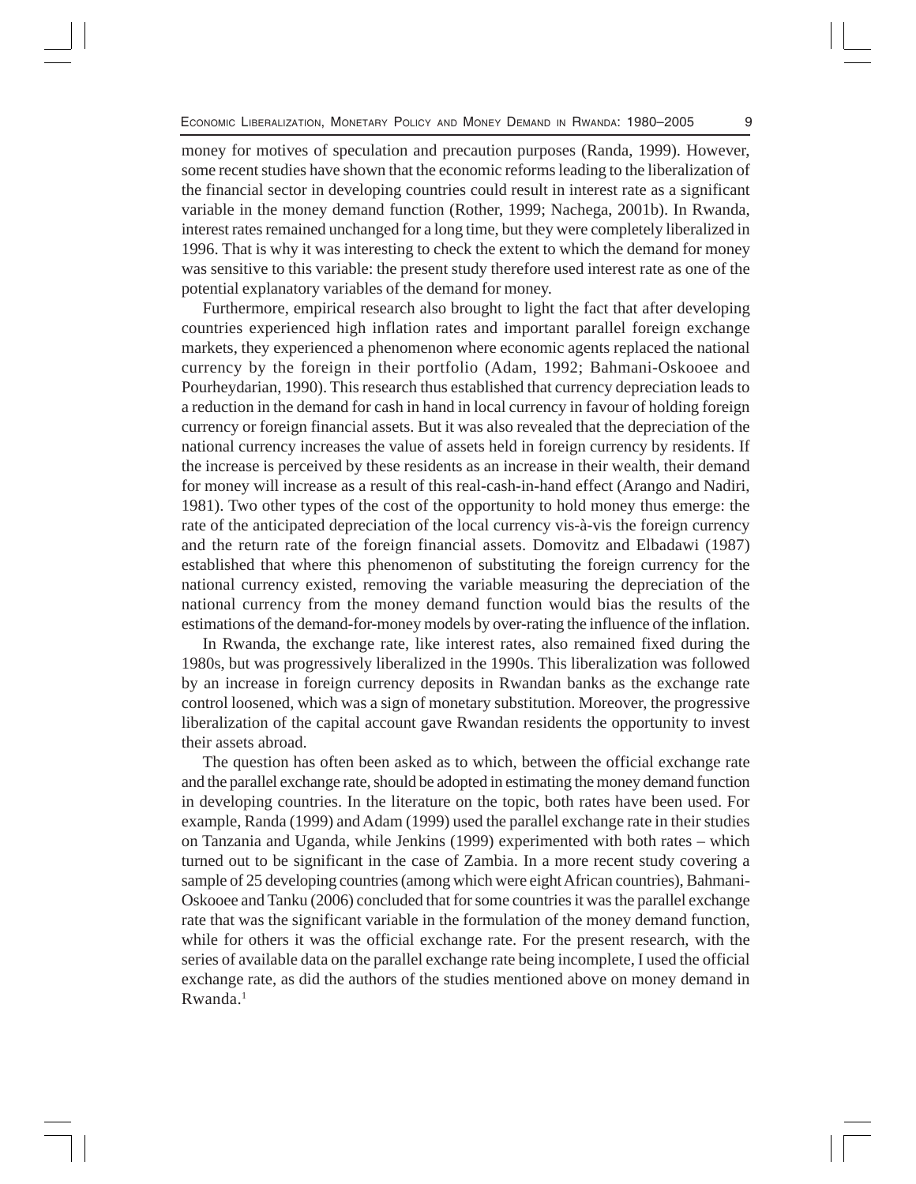money for motives of speculation and precaution purposes (Randa, 1999). However, some recent studies have shown that the economic reforms leading to the liberalization of the financial sector in developing countries could result in interest rate as a significant variable in the money demand function (Rother, 1999; Nachega, 2001b). In Rwanda, interest rates remained unchanged for a long time, but they were completely liberalized in 1996. That is why it was interesting to check the extent to which the demand for money was sensitive to this variable: the present study therefore used interest rate as one of the potential explanatory variables of the demand for money.

Furthermore, empirical research also brought to light the fact that after developing countries experienced high inflation rates and important parallel foreign exchange markets, they experienced a phenomenon where economic agents replaced the national currency by the foreign in their portfolio (Adam, 1992; Bahmani-Oskooee and Pourheydarian, 1990). This research thus established that currency depreciation leads to a reduction in the demand for cash in hand in local currency in favour of holding foreign currency or foreign financial assets. But it was also revealed that the depreciation of the national currency increases the value of assets held in foreign currency by residents. If the increase is perceived by these residents as an increase in their wealth, their demand for money will increase as a result of this real-cash-in-hand effect (Arango and Nadiri, 1981). Two other types of the cost of the opportunity to hold money thus emerge: the rate of the anticipated depreciation of the local currency vis-à-vis the foreign currency and the return rate of the foreign financial assets. Domovitz and Elbadawi (1987) established that where this phenomenon of substituting the foreign currency for the national currency existed, removing the variable measuring the depreciation of the national currency from the money demand function would bias the results of the estimations of the demand-for-money models by over-rating the influence of the inflation.

In Rwanda, the exchange rate, like interest rates, also remained fixed during the 1980s, but was progressively liberalized in the 1990s. This liberalization was followed by an increase in foreign currency deposits in Rwandan banks as the exchange rate control loosened, which was a sign of monetary substitution. Moreover, the progressive liberalization of the capital account gave Rwandan residents the opportunity to invest their assets abroad.

The question has often been asked as to which, between the official exchange rate and the parallel exchange rate, should be adopted in estimating the money demand function in developing countries. In the literature on the topic, both rates have been used. For example, Randa (1999) and Adam (1999) used the parallel exchange rate in their studies on Tanzania and Uganda, while Jenkins (1999) experimented with both rates – which turned out to be significant in the case of Zambia. In a more recent study covering a sample of 25 developing countries (among which were eight African countries), Bahmani-Oskooee and Tanku (2006) concluded that for some countries it was the parallel exchange rate that was the significant variable in the formulation of the money demand function, while for others it was the official exchange rate. For the present research, with the series of available data on the parallel exchange rate being incomplete, I used the official exchange rate, as did the authors of the studies mentioned above on money demand in Rwanda.[1]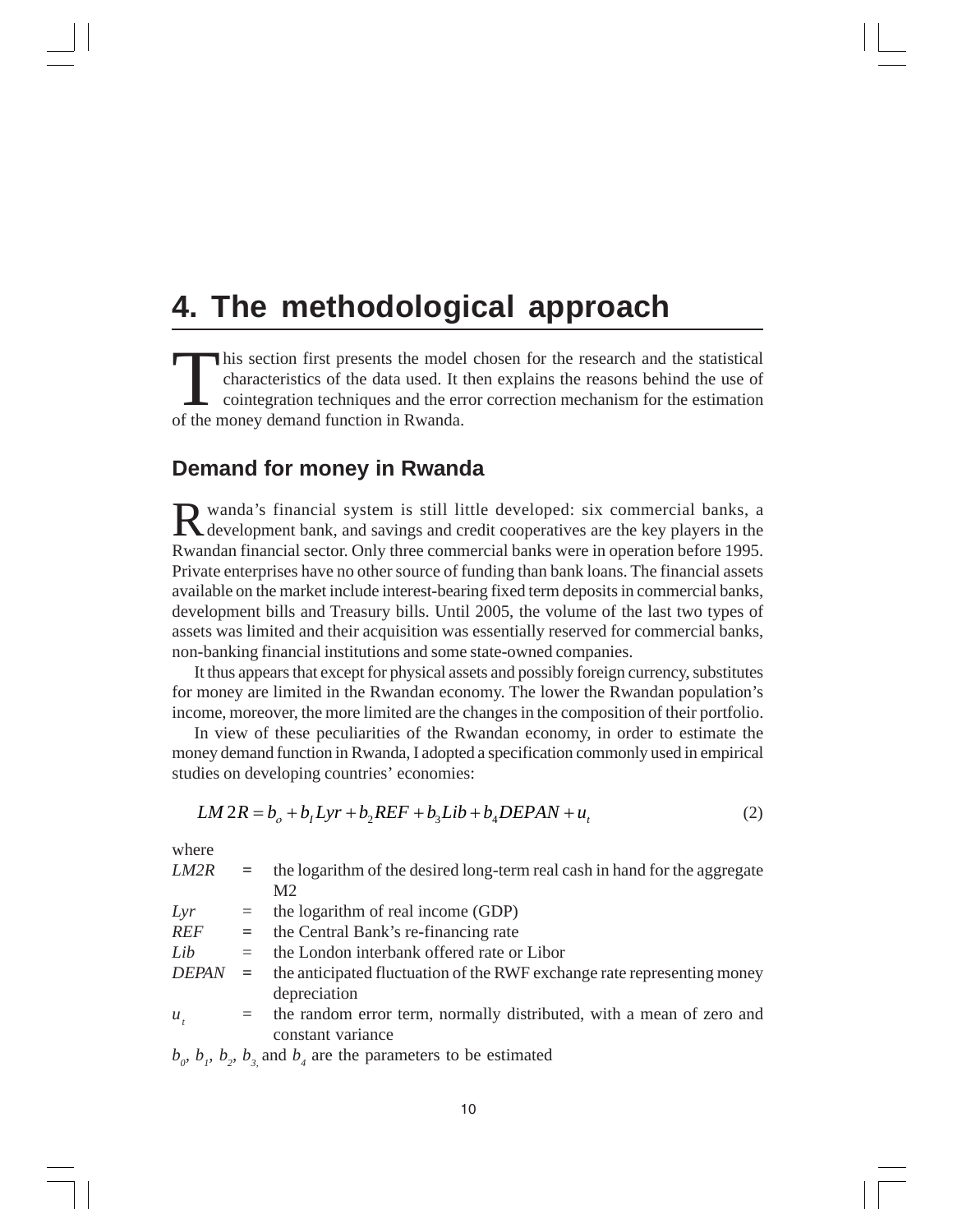# 4. The methodological approach

This section first presents the model chosen for the research and the statistical characteristics of the data used. It then explains the reasons behind the use of cointegration techniques and the error correction mechanism for the estimation of the money demand function in Rwanda.

## Demand for money in Rwanda

Rwanda's financial system is still little developed: six commercial banks, a development bank, and savings and credit cooperatives are the key players in the Rwandan financial sector. Only three commercial banks were in operation before 1995. Private enterprises have no other source of funding than bank loans. The financial assets available on the market include interest-bearing fixed term deposits in commercial banks, development bills and Treasury bills. Until 2005, the volume of the last two types of assets was limited and their acquisition was essentially reserved for commercial banks, non-banking financial institutions and some state-owned companies.

It thus appears that except for physical assets and possibly foreign currency, substitutes for money are limited in the Rwandan economy. The lower the Rwandan population's income, moreover, the more limited are the changes in the composition of their portfolio.

In view of these peculiarities of the Rwandan economy, in order to estimate the money demand function in Rwanda, I adopted a specification commonly used in empirical studies on developing countries' economies:

$$LM2R = b_o + b_1 Lyr + b_2 REF + b_3 Lib + b_4 DEPAN + u_t \tag{2}$$

where

- *LM2R* = the logarithm of the desired long-term real cash in hand for the aggregate M2
- *Lyr* = the logarithm of real income (GDP)
- *REF* = the Central Bank's re-financing rate
- *Lib* = the London interbank offered rate or Libor
- *DEPAN* = the anticipated fluctuation of the RWF exchange rate representing money depreciation
- $u_t$ = the random error term, normally distributed, with a mean of zero and constant variance

$b_0$, $b_1$, $b_2$, $b_3$ and $b_4$ are the parameters to be estimated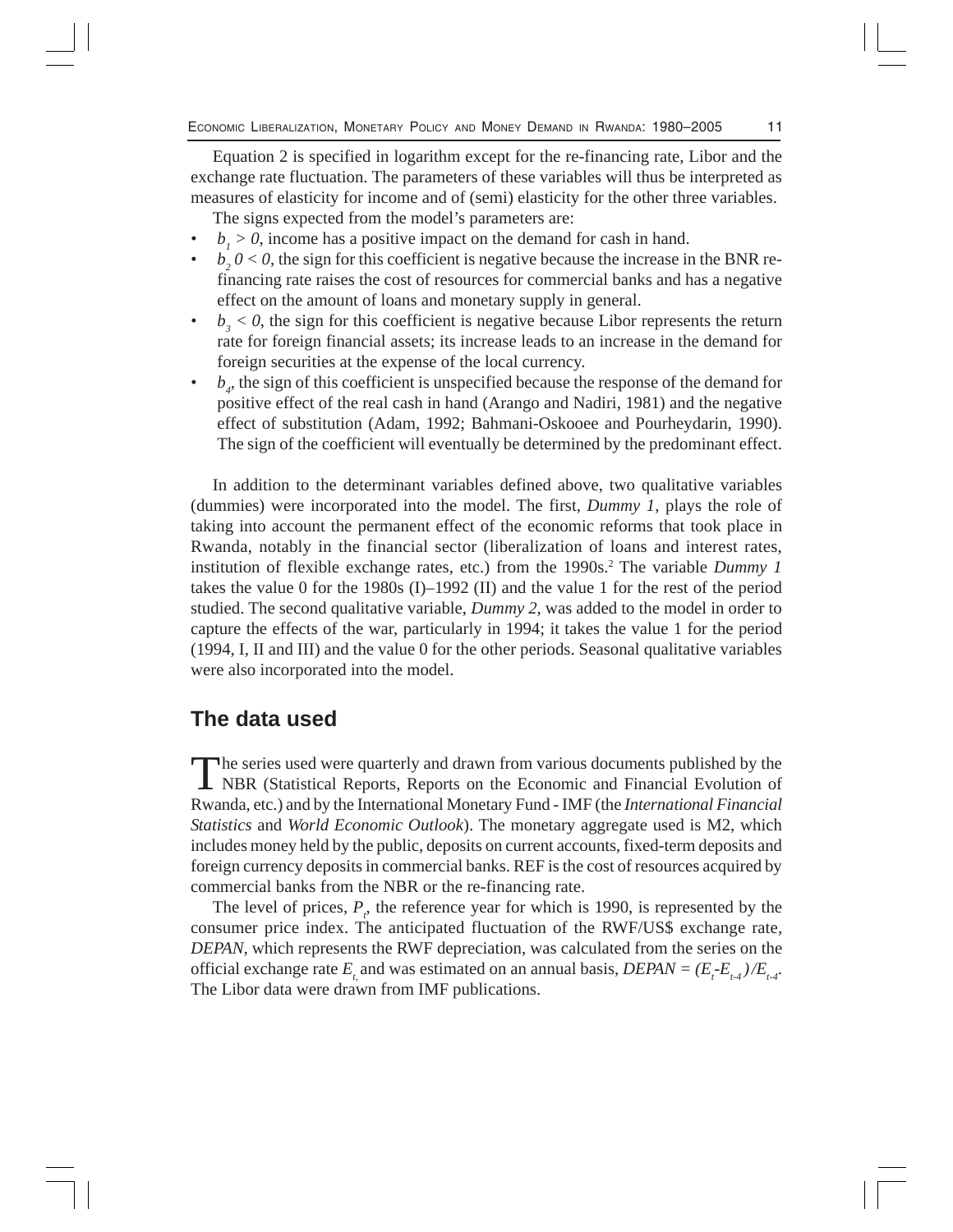Equation 2 is specified in logarithm except for the re-financing rate, Libor and the exchange rate fluctuation. The parameters of these variables will thus be interpreted as measures of elasticity for income and of (semi) elasticity for the other three variables.

The signs expected from the model's parameters are:

- $b_1 > 0$, income has a positive impact on the demand for cash in hand.
- $b_2\ 0 < 0$, the sign for this coefficient is negative because the increase in the BNR re-financing rate raises the cost of resources for commercial banks and has a negative effect on the amount of loans and monetary supply in general.
- $b_3 < 0$, the sign for this coefficient is negative because Libor represents the return rate for foreign financial assets; its increase leads to an increase in the demand for foreign securities at the expense of the local currency.
- $b_4$, the sign of this coefficient is unspecified because the response of the demand for positive effect of the real cash in hand (Arango and Nadiri, 1981) and the negative effect of substitution (Adam, 1992; Bahmani-Oskooee and Pourheydarin, 1990). The sign of the coefficient will eventually be determined by the predominant effect.

In addition to the determinant variables defined above, two qualitative variables (dummies) were incorporated into the model. The first, *Dummy 1*, plays the role of taking into account the permanent effect of the economic reforms that took place in Rwanda, notably in the financial sector (liberalization of loans and interest rates, institution of flexible exchange rates, etc.) from the 1990s.[2] The variable *Dummy 1* takes the value 0 for the 1980s (I)–1992 (II) and the value 1 for the rest of the period studied. The second qualitative variable, *Dummy 2*, was added to the model in order to capture the effects of the war, particularly in 1994; it takes the value 1 for the period (1994, I, II and III) and the value 0 for the other periods. Seasonal qualitative variables were also incorporated into the model.

## The data used

The series used were quarterly and drawn from various documents published by the NBR (Statistical Reports, Reports on the Economic and Financial Evolution of Rwanda, etc.) and by the International Monetary Fund - IMF (the *International Financial Statistics* and *World Economic Outlook*). The monetary aggregate used is M2, which includes money held by the public, deposits on current accounts, fixed-term deposits and foreign currency deposits in commercial banks. REF is the cost of resources acquired by commercial banks from the NBR or the re-financing rate.

The level of prices, $P_t$, the reference year for which is 1990, is represented by the consumer price index. The anticipated fluctuation of the RWF/US$ exchange rate, *DEPAN*, which represents the RWF depreciation, was calculated from the series on the official exchange rate $E_t$, and was estimated on an annual basis, $DEPAN = (E_t - E_{t-4})/E_{t-4}$. The Libor data were drawn from IMF publications.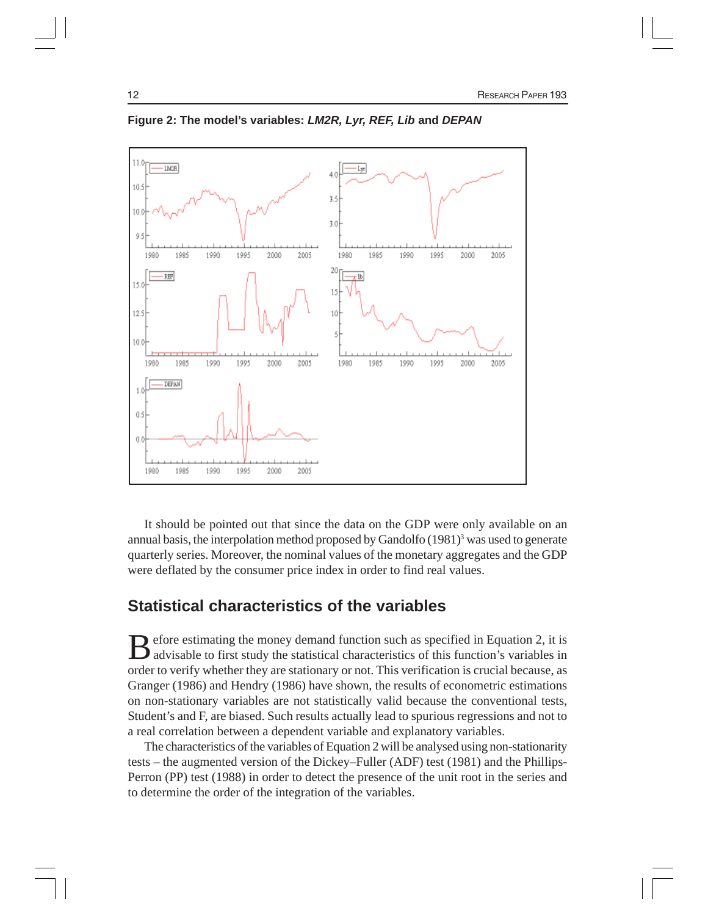**Figure 2: The model's variables: *LM2R, Lyr, REF, Lib* and *DEPAN***

It should be pointed out that since the data on the GDP were only available on an annual basis, the interpolation method proposed by Gandolfo (1981)[3] was used to generate quarterly series. Moreover, the nominal values of the monetary aggregates and the GDP were deflated by the consumer price index in order to find real values.

## Statistical characteristics of the variables

Before estimating the money demand function such as specified in Equation 2, it is advisable to first study the statistical characteristics of this function's variables in order to verify whether they are stationary or not. This verification is crucial because, as Granger (1986) and Hendry (1986) have shown, the results of econometric estimations on non-stationary variables are not statistically valid because the conventional tests, Student's and F, are biased. Such results actually lead to spurious regressions and not to a real correlation between a dependent variable and explanatory variables.

The characteristics of the variables of Equation 2 will be analysed using non-stationarity tests – the augmented version of the Dickey–Fuller (ADF) test (1981) and the Phillips-Perron (PP) test (1988) in order to detect the presence of the unit root in the series and to determine the order of the integration of the variables.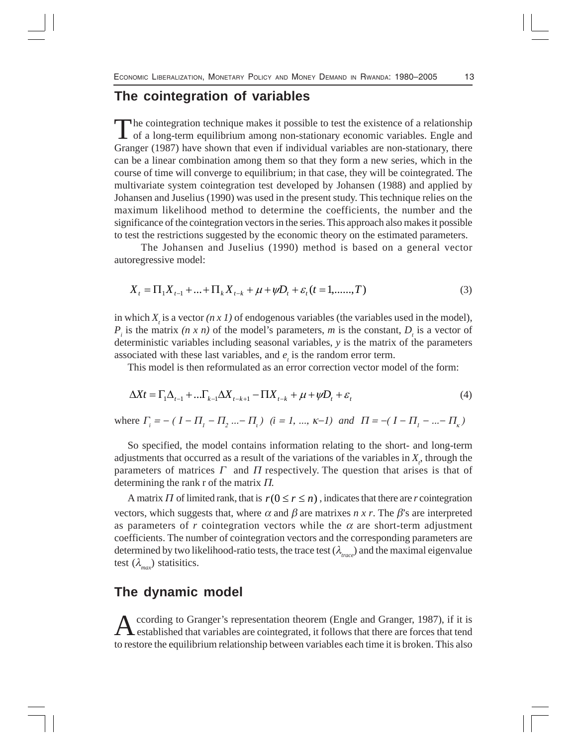## The cointegration of variables

The cointegration technique makes it possible to test the existence of a relationship of a long-term equilibrium among non-stationary economic variables. Engle and Granger (1987) have shown that even if individual variables are non-stationary, there can be a linear combination among them so that they form a new series, which in the course of time will converge to equilibrium; in that case, they will be cointegrated. The multivariate system cointegration test developed by Johansen (1988) and applied by Johansen and Juselius (1990) was used in the present study. This technique relies on the maximum likelihood method to determine the coefficients, the number and the significance of the cointegration vectors in the series. This approach also makes it possible to test the restrictions suggested by the economic theory on the estimated parameters.

The Johansen and Juselius (1990) method is based on a general vector autoregressive model:

$$X_t = \Pi_1 X_{t-1} + ... + \Pi_k X_{t-k} + \mu + \psi D_t + \varepsilon_t (t = 1, ......, T) \tag{3}$$

in which $X_t$ is a vector *(n x 1)* of endogenous variables (the variables used in the model), $P_i$ is the matrix *(n x n)* of the model's parameters, *m* is the constant, $D_t$ is a vector of deterministic variables including seasonal variables, *y* is the matrix of the parameters associated with these last variables, and $e_t$ is the random error term.

This model is then reformulated as an error correction vector model of the form:

$$\Delta Xt = \Gamma_1 \Delta_{t-1} + ...\Gamma_{k-1} \Delta X_{t-k+1} - \Pi X_{t-k} + \mu + \psi D_t + \varepsilon_t \tag{4}$$

where $\Gamma_i = -( I - \Pi_1 - \Pi_2 ... - \Pi_i )$ $(i = 1, ..., \kappa-1)$ and $\Pi = -( I - \Pi_1 - ... - \Pi_\kappa )$

So specified, the model contains information relating to the short- and long-term adjustments that occurred as a result of the variations of the variables in $X_t$, through the parameters of matrices $\Gamma$ and $\Pi$ respectively. The question that arises is that of determining the rank r of the matrix $\Pi$.

A matrix $\Pi$ of limited rank, that is $r(0 \leq r \leq n)$, indicates that there are *r* cointegration vectors, which suggests that, where $\alpha$ and $\beta$ are matrixes *n x r*. The $\beta$'s are interpreted as parameters of *r* cointegration vectors while the $\alpha$ are short-term adjustment coefficients. The number of cointegration vectors and the corresponding parameters are determined by two likelihood-ratio tests, the trace test ($\lambda_{trace}$) and the maximal eigenvalue test ($\lambda_{max}$) statisitics.

## The dynamic model

According to Granger's representation theorem (Engle and Granger, 1987), if it is established that variables are cointegrated, it follows that there are forces that tend to restore the equilibrium relationship between variables each time it is broken. This also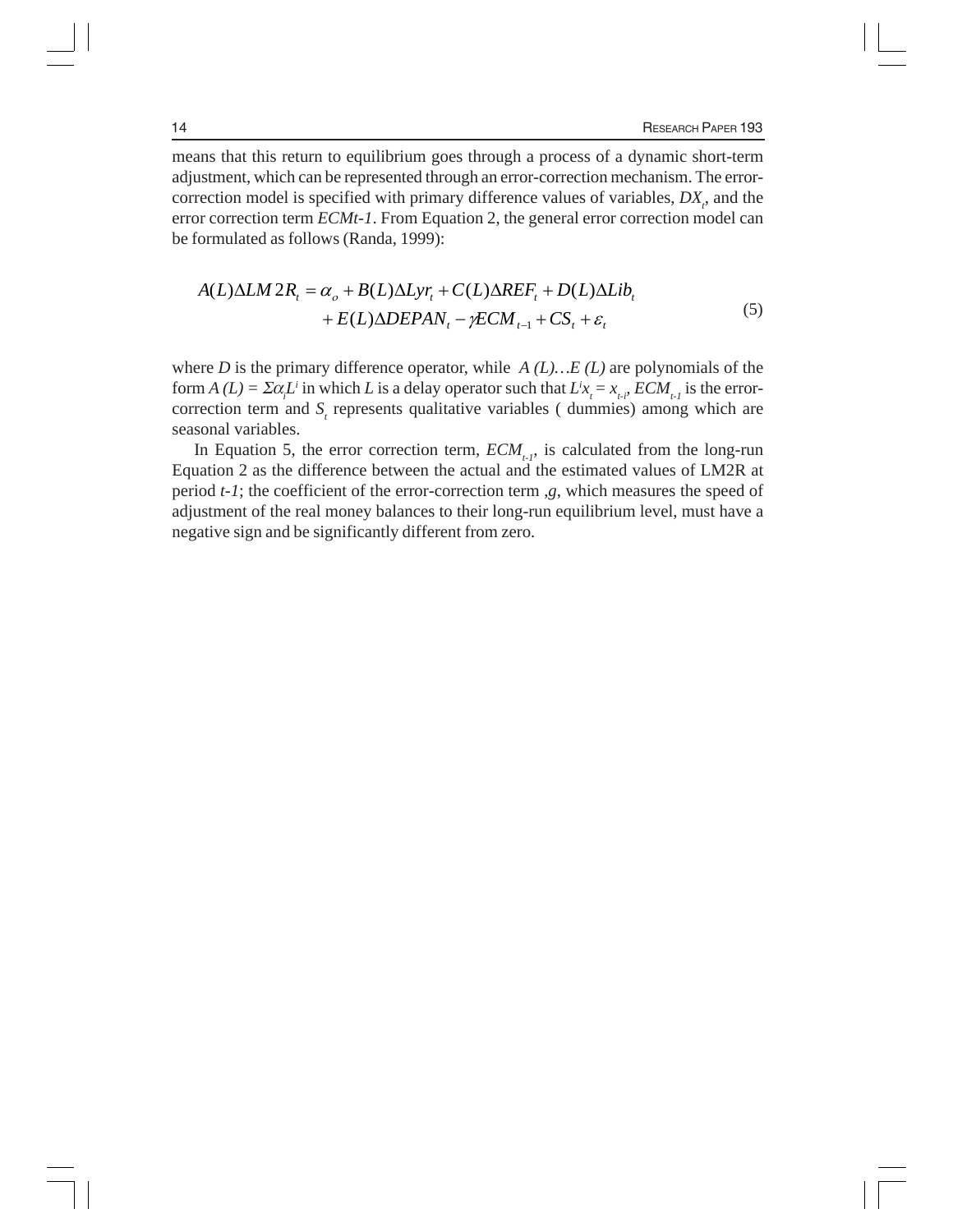means that this return to equilibrium goes through a process of a dynamic short-term adjustment, which can be represented through an error-correction mechanism. The error-correction model is specified with primary difference values of variables, $DX_t$, and the error correction term *ECMt-1*. From Equation 2, the general error correction model can be formulated as follows (Randa, 1999):

$$
\begin{aligned}
A(L)\Delta LM2R_t &= \alpha_o + B(L)\Delta Lyr_t + C(L)\Delta REF_t + D(L)\Delta Lib_t \\
&\quad + E(L)\Delta DEPAN_t - \gamma ECM_{t-1} + CS_t + \varepsilon_t
\end{aligned}
\tag{5}
$$

where *D* is the primary difference operator, while *A (L)…E (L)* are polynomials of the form $A(L) = \Sigma \alpha_i L^i$ in which *L* is a delay operator such that $L^i x_t = x_{t-i}$, $ECM_{t-1}$ is the error-correction term and $S_t$ represents qualitative variables ( dummies) among which are seasonal variables.

In Equation 5, the error correction term, $ECM_{t-1}$, is calculated from the long-run Equation 2 as the difference between the actual and the estimated values of LM2R at period *t-1*; the coefficient of the error-correction term ,*g*, which measures the speed of adjustment of the real money balances to their long-run equilibrium level, must have a negative sign and be significantly different from zero.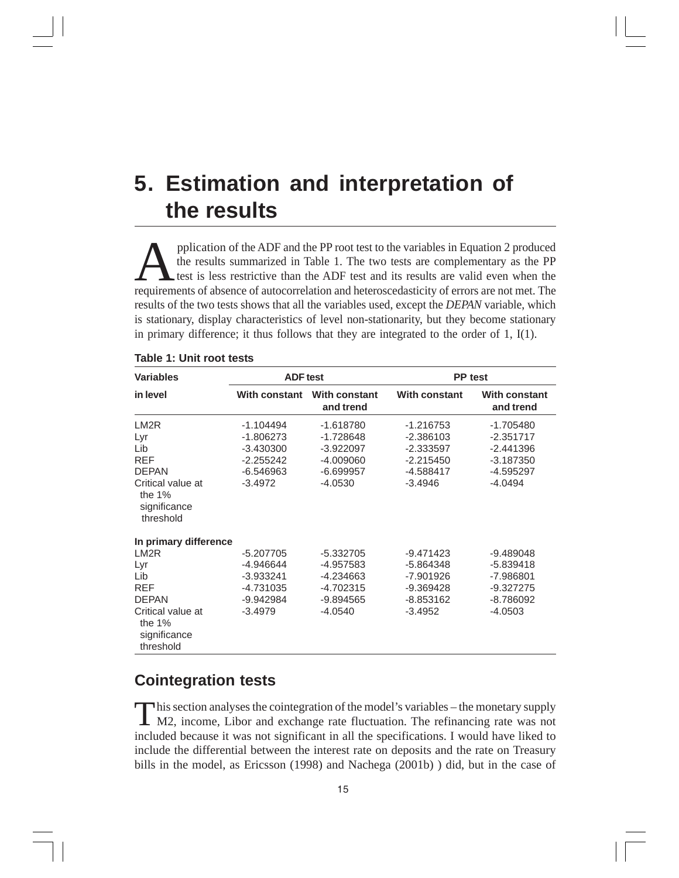# 5. Estimation and interpretation of the results

Application of the ADF and the PP root test to the variables in Equation 2 produced the results summarized in Table 1. The two tests are complementary as the PP test is less restrictive than the ADF test and its results are valid even when the requirements of absence of autocorrelation and heteroscedasticity of errors are not met. The results of the two tests shows that all the variables used, except the *DEPAN* variable, which is stationary, display characteristics of level non-stationarity, but they become stationary in primary difference; it thus follows that they are integrated to the order of 1, I(1).

**Table 1: Unit root tests**

| **Variables** | **ADF test** | | **PP test** | |
|---|---|---|---|---|
| **in level** | **With constant** | **With constant and trend** | **With constant** | **With constant and trend** |
| LM2R | -1.104494 | -1.618780 | -1.216753 | -1.705480 |
| Lyr | -1.806273 | -1.728648 | -2.386103 | -2.351717 |
| Lib | -3.430300 | -3.922097 | -2.333597 | -2.441396 |
| REF | -2.255242 | -4.009060 | -2.215450 | -3.187350 |
| DEPAN | -6.546963 | -6.699957 | -4.588417 | -4.595297 |
| Critical value at the 1% significance threshold | -3.4972 | -4.0530 | -3.4946 | -4.0494 |
| **In primary difference** | | | | |
| LM2R | -5.207705 | -5.332705 | -9.471423 | -9.489048 |
| Lyr | -4.946644 | -4.957583 | -5.864348 | -5.839418 |
| Lib | -3.933241 | -4.234663 | -7.901926 | -7.986801 |
| REF | -4.731035 | -4.702315 | -9.369428 | -9.327275 |
| DEPAN | -9.942984 | -9.894565 | -8.853162 | -8.786092 |
| Critical value at the 1% significance threshold | -3.4979 | -4.0540 | -3.4952 | -4.0503 |

## Cointegration tests

This section analyses the cointegration of the model's variables – the monetary supply M2, income, Libor and exchange rate fluctuation. The refinancing rate was not included because it was not significant in all the specifications. I would have liked to include the differential between the interest rate on deposits and the rate on Treasury bills in the model, as Ericsson (1998) and Nachega (2001b) ) did, but in the case of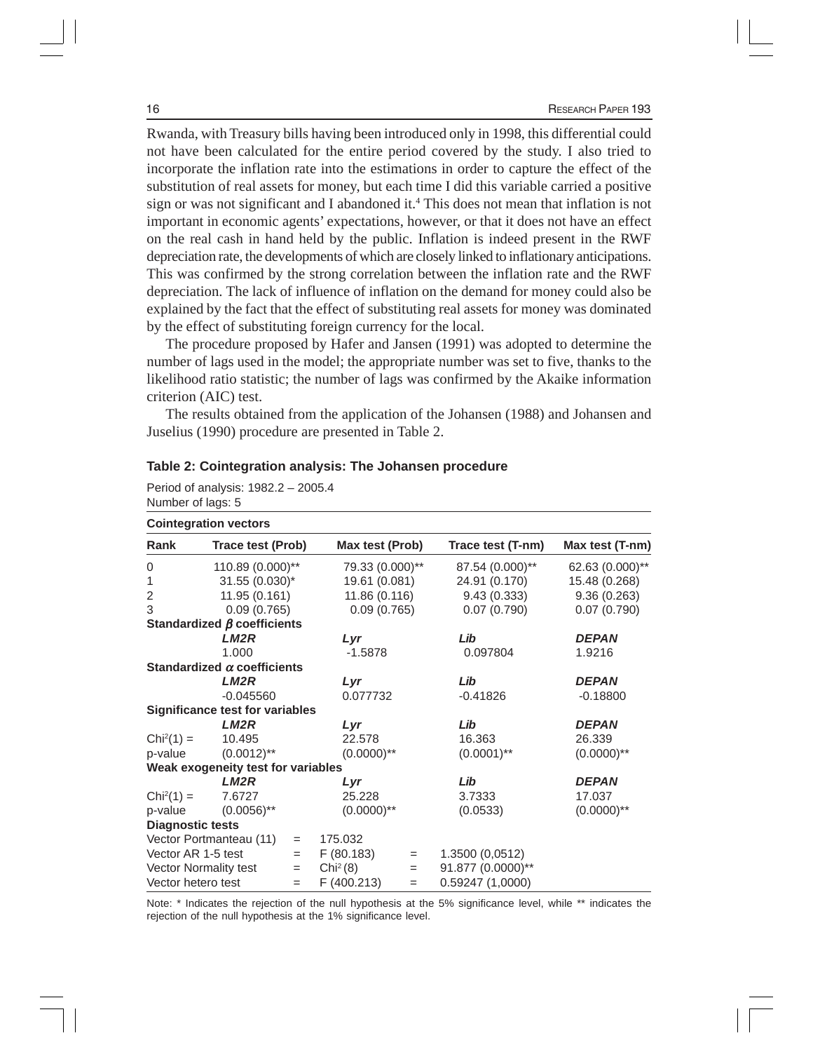Rwanda, with Treasury bills having been introduced only in 1998, this differential could not have been calculated for the entire period covered by the study. I also tried to incorporate the inflation rate into the estimations in order to capture the effect of the substitution of real assets for money, but each time I did this variable carried a positive sign or was not significant and I abandoned it.[4] This does not mean that inflation is not important in economic agents' expectations, however, or that it does not have an effect on the real cash in hand held by the public. Inflation is indeed present in the RWF depreciation rate, the developments of which are closely linked to inflationary anticipations. This was confirmed by the strong correlation between the inflation rate and the RWF depreciation. The lack of influence of inflation on the demand for money could also be explained by the fact that the effect of substituting real assets for money was dominated by the effect of substituting foreign currency for the local.

The procedure proposed by Hafer and Jansen (1991) was adopted to determine the number of lags used in the model; the appropriate number was set to five, thanks to the likelihood ratio statistic; the number of lags was confirmed by the Akaike information criterion (AIC) test.

The results obtained from the application of the Johansen (1988) and Johansen and Juselius (1990) procedure are presented in Table 2.

**Table 2: Cointegration analysis: The Johansen procedure**

Period of analysis: 1982.2 – 2005.4
Number of lags: 5

| **Cointegration vectors** | | | | |
|---|---|---|---|---|
| **Rank** | **Trace test (Prob)** | **Max test (Prob)** | **Trace test (T-nm)** | **Max test (T-nm)** |
| 0 | 110.89 (0.000)** | 79.33 (0.000)** | 87.54 (0.000)** | 62.63 (0.000)** |
| 1 | 31.55 (0.030)* | 19.61 (0.081) | 24.91 (0.170) | 15.48 (0.268) |
| 2 | 11.95 (0.161) | 11.86 (0.116) | 9.43 (0.333) | 9.36 (0.263) |
| 3 | 0.09 (0.765) | 0.09 (0.765) | 0.07 (0.790) | 0.07 (0.790) |
| **Standardized $\beta$ coefficients** | | | | |
| | ***LM2R*** | ***Lyr*** | ***Lib*** | ***DEPAN*** |
| | 1.000 | -1.5878 | 0.097804 | 1.9216 |
| **Standardized $\alpha$ coefficients** | | | | |
| | ***LM2R*** | ***Lyr*** | ***Lib*** | ***DEPAN*** |
| | -0.045560 | 0.077732 | -0.41826 | -0.18800 |
| **Significance test for variables** | | | | |
| | ***LM2R*** | ***Lyr*** | ***Lib*** | ***DEPAN*** |
| $Chi^2(1)$ = | 10.495 | 22.578 | 16.363 | 26.339 |
| p-value | (0.0012)** | (0.0000)** | (0.0001)** | (0.0000)** |
| **Weak exogeneity test for variables** | | | | |
| | ***LM2R*** | ***Lyr*** | ***Lib*** | ***DEPAN*** |
| $Chi^2(1)$ = | 7.6727 | 25.228 | 3.7333 | 17.037 |
| p-value | (0.0056)** | (0.0000)** | (0.0533) | (0.0000)** |
| **Diagnostic tests** | | | | |
| Vector Portmanteau (11) = | | 175.032 | | |
| Vector AR 1-5 test = | | F (80.183) = | 1.3500 (0,0512) | |
| Vector Normality test = | | $Chi^2(8)$ = | 91.877 (0.0000)** | |
| Vector hetero test = | | F (400.213) = | 0.59247 (1,0000) | |

Note: * Indicates the rejection of the null hypothesis at the 5% significance level, while ** indicates the rejection of the null hypothesis at the 1% significance level.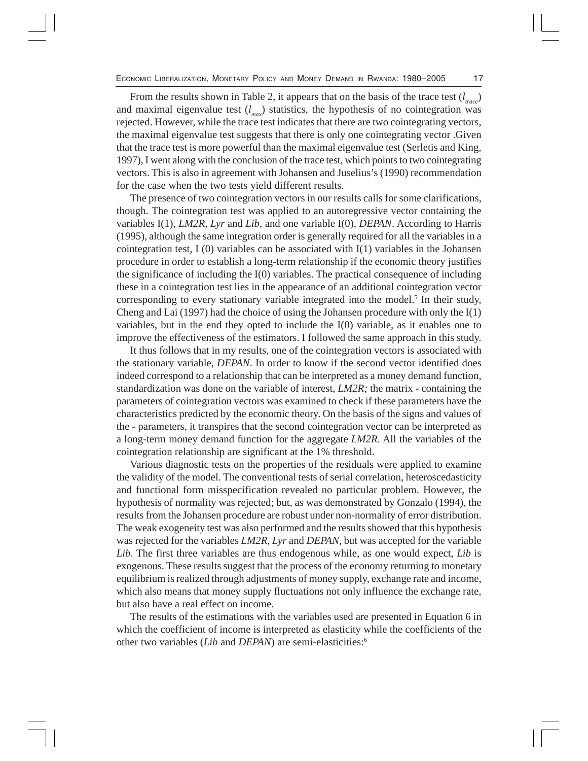From the results shown in Table 2, it appears that on the basis of the trace test ($l_{trace}$) and maximal eigenvalue test ($l_{max}$) statistics, the hypothesis of no cointegration was rejected. However, while the trace test indicates that there are two cointegrating vectors, the maximal eigenvalue test suggests that there is only one cointegrating vector .Given that the trace test is more powerful than the maximal eigenvalue test (Serletis and King, 1997), I went along with the conclusion of the trace test, which points to two cointegrating vectors. This is also in agreement with Johansen and Juselius's (1990) recommendation for the case when the two tests yield different results.

The presence of two cointegration vectors in our results calls for some clarifications, though. The cointegration test was applied to an autoregressive vector containing the variables I(1), *LM2R*, *Lyr* and *Lib*, and one variable I(0), *DEPAN*. According to Harris (1995), although the same integration order is generally required for all the variables in a cointegration test, I (0) variables can be associated with I(1) variables in the Johansen procedure in order to establish a long-term relationship if the economic theory justifies the significance of including the I(0) variables. The practical consequence of including these in a cointegration test lies in the appearance of an additional cointegration vector corresponding to every stationary variable integrated into the model.[5] In their study, Cheng and Lai (1997) had the choice of using the Johansen procedure with only the I(1) variables, but in the end they opted to include the I(0) variable, as it enables one to improve the effectiveness of the estimators. I followed the same approach in this study.

It thus follows that in my results, one of the cointegration vectors is associated with the stationary variable, *DEPAN*. In order to know if the second vector identified does indeed correspond to a relationship that can be interpreted as a money demand function, standardization was done on the variable of interest, *LM2R;* the matrix - containing the parameters of cointegration vectors was examined to check if these parameters have the characteristics predicted by the economic theory. On the basis of the signs and values of the - parameters, it transpires that the second cointegration vector can be interpreted as a long-term money demand function for the aggregate *LM2R*. All the variables of the cointegration relationship are significant at the 1% threshold.

Various diagnostic tests on the properties of the residuals were applied to examine the validity of the model. The conventional tests of serial correlation, heteroscedasticity and functional form misspecification revealed no particular problem. However, the hypothesis of normality was rejected; but, as was demonstrated by Gonzalo (1994), the results from the Johansen procedure are robust under non-normality of error distribution. The weak exogeneity test was also performed and the results showed that this hypothesis was rejected for the variables *LM2R*, *Lyr* and *DEPAN*, but was accepted for the variable *Lib*. The first three variables are thus endogenous while, as one would expect, *Lib* is exogenous. These results suggest that the process of the economy returning to monetary equilibrium is realized through adjustments of money supply, exchange rate and income, which also means that money supply fluctuations not only influence the exchange rate, but also have a real effect on income.

The results of the estimations with the variables used are presented in Equation 6 in which the coefficient of income is interpreted as elasticity while the coefficients of the other two variables (*Lib* and *DEPAN*) are semi-elasticities:[6]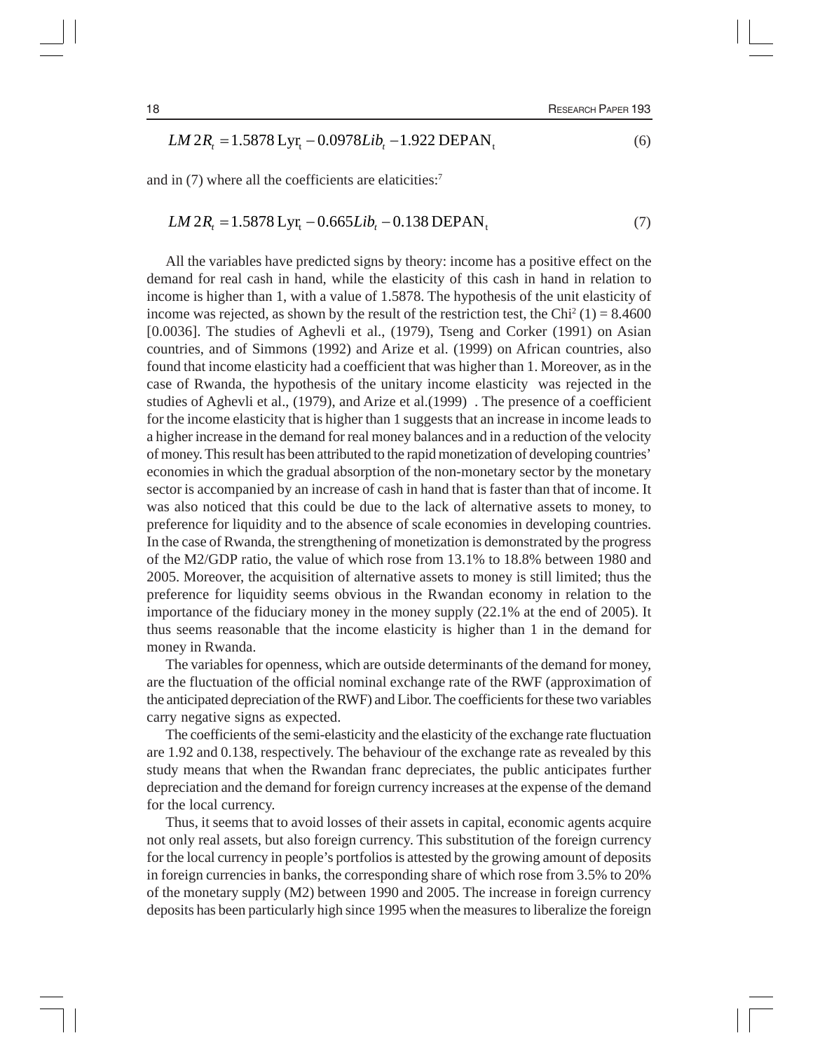$$LM2R_t = 1.5878\,\mathrm{Lyr_t} - 0.0978 Lib_t - 1.922\,\mathrm{DEPAN_t} \tag{6}$$

and in (7) where all the coefficients are elaticities:[7]

$$LM2R_t = 1.5878\,\mathrm{Lyr_t} - 0.665 Lib_t - 0.138\,\mathrm{DEPAN_t} \tag{7}$$

All the variables have predicted signs by theory: income has a positive effect on the demand for real cash in hand, while the elasticity of this cash in hand in relation to income is higher than 1, with a value of 1.5878. The hypothesis of the unit elasticity of income was rejected, as shown by the result of the restriction test, the $\mathrm{Chi}^2\,(1) = 8.4600$ [0.0036]. The studies of Aghevli et al., (1979), Tseng and Corker (1991) on Asian countries, and of Simmons (1992) and Arize et al. (1999) on African countries, also found that income elasticity had a coefficient that was higher than 1. Moreover, as in the case of Rwanda, the hypothesis of the unitary income elasticity was rejected in the studies of Aghevli et al., (1979), and Arize et al.(1999) . The presence of a coefficient for the income elasticity that is higher than 1 suggests that an increase in income leads to a higher increase in the demand for real money balances and in a reduction of the velocity of money. This result has been attributed to the rapid monetization of developing countries' economies in which the gradual absorption of the non-monetary sector by the monetary sector is accompanied by an increase of cash in hand that is faster than that of income. It was also noticed that this could be due to the lack of alternative assets to money, to preference for liquidity and to the absence of scale economies in developing countries. In the case of Rwanda, the strengthening of monetization is demonstrated by the progress of the M2/GDP ratio, the value of which rose from 13.1% to 18.8% between 1980 and 2005. Moreover, the acquisition of alternative assets to money is still limited; thus the preference for liquidity seems obvious in the Rwandan economy in relation to the importance of the fiduciary money in the money supply (22.1% at the end of 2005). It thus seems reasonable that the income elasticity is higher than 1 in the demand for money in Rwanda.

The variables for openness, which are outside determinants of the demand for money, are the fluctuation of the official nominal exchange rate of the RWF (approximation of the anticipated depreciation of the RWF) and Libor. The coefficients for these two variables carry negative signs as expected.

The coefficients of the semi-elasticity and the elasticity of the exchange rate fluctuation are 1.92 and 0.138, respectively. The behaviour of the exchange rate as revealed by this study means that when the Rwandan franc depreciates, the public anticipates further depreciation and the demand for foreign currency increases at the expense of the demand for the local currency.

Thus, it seems that to avoid losses of their assets in capital, economic agents acquire not only real assets, but also foreign currency. This substitution of the foreign currency for the local currency in people's portfolios is attested by the growing amount of deposits in foreign currencies in banks, the corresponding share of which rose from 3.5% to 20% of the monetary supply (M2) between 1990 and 2005. The increase in foreign currency deposits has been particularly high since 1995 when the measures to liberalize the foreign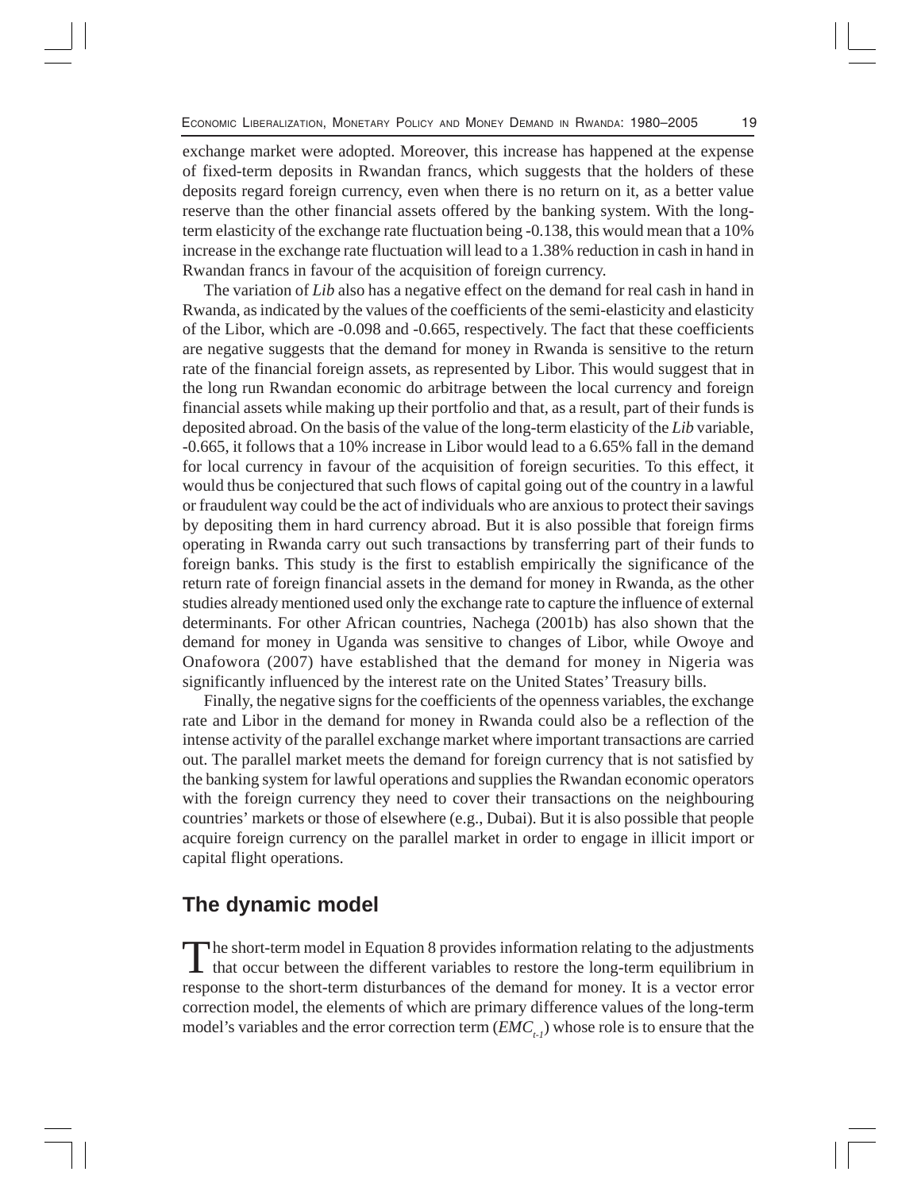exchange market were adopted. Moreover, this increase has happened at the expense of fixed-term deposits in Rwandan francs, which suggests that the holders of these deposits regard foreign currency, even when there is no return on it, as a better value reserve than the other financial assets offered by the banking system. With the long-term elasticity of the exchange rate fluctuation being -0.138, this would mean that a 10% increase in the exchange rate fluctuation will lead to a 1.38% reduction in cash in hand in Rwandan francs in favour of the acquisition of foreign currency.

The variation of *Lib* also has a negative effect on the demand for real cash in hand in Rwanda, as indicated by the values of the coefficients of the semi-elasticity and elasticity of the Libor, which are -0.098 and -0.665, respectively. The fact that these coefficients are negative suggests that the demand for money in Rwanda is sensitive to the return rate of the financial foreign assets, as represented by Libor. This would suggest that in the long run Rwandan economic do arbitrage between the local currency and foreign financial assets while making up their portfolio and that, as a result, part of their funds is deposited abroad. On the basis of the value of the long-term elasticity of the *Lib* variable, -0.665, it follows that a 10% increase in Libor would lead to a 6.65% fall in the demand for local currency in favour of the acquisition of foreign securities. To this effect, it would thus be conjectured that such flows of capital going out of the country in a lawful or fraudulent way could be the act of individuals who are anxious to protect their savings by depositing them in hard currency abroad. But it is also possible that foreign firms operating in Rwanda carry out such transactions by transferring part of their funds to foreign banks. This study is the first to establish empirically the significance of the return rate of foreign financial assets in the demand for money in Rwanda, as the other studies already mentioned used only the exchange rate to capture the influence of external determinants. For other African countries, Nachega (2001b) has also shown that the demand for money in Uganda was sensitive to changes of Libor, while Owoye and Onafowora (2007) have established that the demand for money in Nigeria was significantly influenced by the interest rate on the United States' Treasury bills.

Finally, the negative signs for the coefficients of the openness variables, the exchange rate and Libor in the demand for money in Rwanda could also be a reflection of the intense activity of the parallel exchange market where important transactions are carried out. The parallel market meets the demand for foreign currency that is not satisfied by the banking system for lawful operations and supplies the Rwandan economic operators with the foreign currency they need to cover their transactions on the neighbouring countries' markets or those of elsewhere (e.g., Dubai). But it is also possible that people acquire foreign currency on the parallel market in order to engage in illicit import or capital flight operations.

## The dynamic model

The short-term model in Equation 8 provides information relating to the adjustments that occur between the different variables to restore the long-term equilibrium in response to the short-term disturbances of the demand for money. It is a vector error correction model, the elements of which are primary difference values of the long-term model's variables and the error correction term ($EMC_{t-1}$) whose role is to ensure that the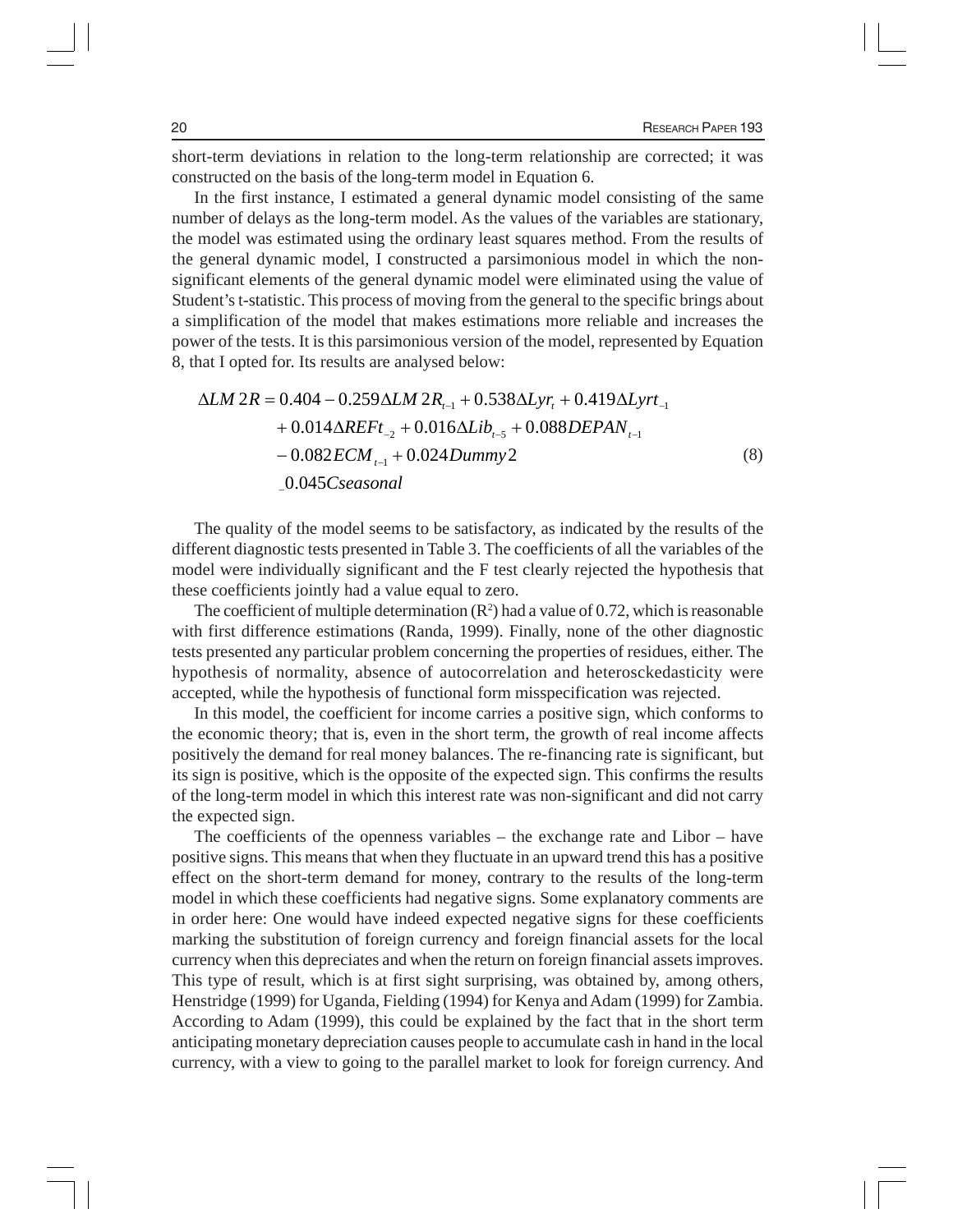short-term deviations in relation to the long-term relationship are corrected; it was constructed on the basis of the long-term model in Equation 6.

In the first instance, I estimated a general dynamic model consisting of the same number of delays as the long-term model. As the values of the variables are stationary, the model was estimated using the ordinary least squares method. From the results of the general dynamic model, I constructed a parsimonious model in which the non-significant elements of the general dynamic model were eliminated using the value of Student's t-statistic. This process of moving from the general to the specific brings about a simplification of the model that makes estimations more reliable and increases the power of the tests. It is this parsimonious version of the model, represented by Equation 8, that I opted for. Its results are analysed below:

$$\begin{aligned}\Delta LM\,2R = {} & 0.404 - 0.259\Delta LM\,2R_{t-1} + 0.538\Delta Lyr_t + 0.419\Delta Lyrt_{-1} \\ & + 0.014\Delta REFt_{-2} + 0.016\Delta Lib_{t-5} + 0.088 DEPAN_{t-1} \\ & - 0.082 ECM_{t-1} + 0.024 Dummy2 \\ & _{-}0.045 Cseasonal \end{aligned} \tag{8}$$

The quality of the model seems to be satisfactory, as indicated by the results of the different diagnostic tests presented in Table 3. The coefficients of all the variables of the model were individually significant and the F test clearly rejected the hypothesis that these coefficients jointly had a value equal to zero.

The coefficient of multiple determination ($R^2$) had a value of 0.72, which is reasonable with first difference estimations (Randa, 1999). Finally, none of the other diagnostic tests presented any particular problem concerning the properties of residues, either. The hypothesis of normality, absence of autocorrelation and heterosckedasticity were accepted, while the hypothesis of functional form misspecification was rejected.

In this model, the coefficient for income carries a positive sign, which conforms to the economic theory; that is, even in the short term, the growth of real income affects positively the demand for real money balances. The re-financing rate is significant, but its sign is positive, which is the opposite of the expected sign. This confirms the results of the long-term model in which this interest rate was non-significant and did not carry the expected sign.

The coefficients of the openness variables – the exchange rate and Libor – have positive signs. This means that when they fluctuate in an upward trend this has a positive effect on the short-term demand for money, contrary to the results of the long-term model in which these coefficients had negative signs. Some explanatory comments are in order here: One would have indeed expected negative signs for these coefficients marking the substitution of foreign currency and foreign financial assets for the local currency when this depreciates and when the return on foreign financial assets improves. This type of result, which is at first sight surprising, was obtained by, among others, Henstridge (1999) for Uganda, Fielding (1994) for Kenya and Adam (1999) for Zambia. According to Adam (1999), this could be explained by the fact that in the short term anticipating monetary depreciation causes people to accumulate cash in hand in the local currency, with a view to going to the parallel market to look for foreign currency. And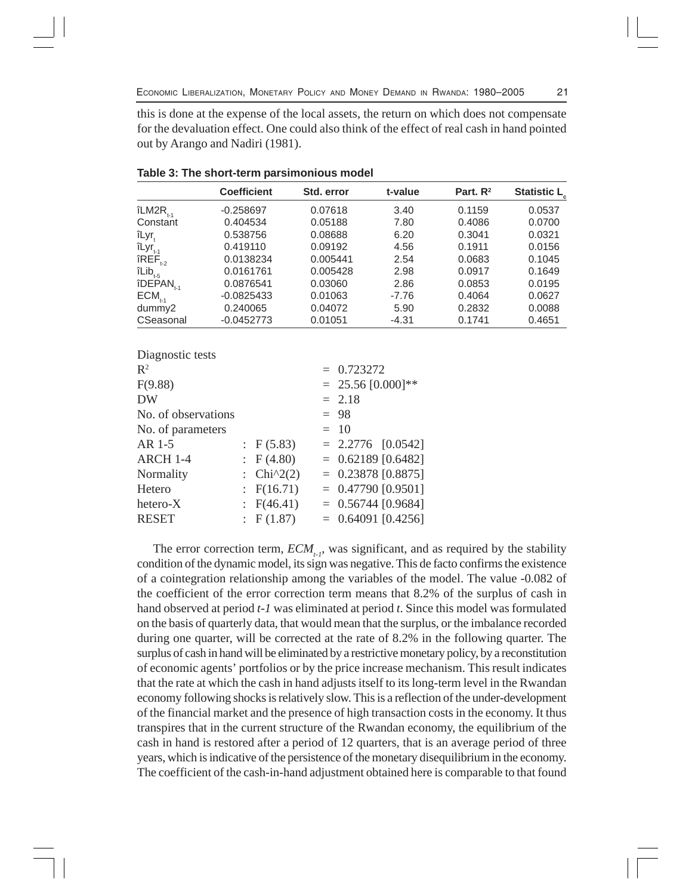this is done at the expense of the local assets, the return on which does not compensate for the devaluation effect. One could also think of the effect of real cash in hand pointed out by Arango and Nadiri (1981).

**Table 3: The short-term parsimonious model**

| | Coefficient | Std. error | t-value | Part. $R^2$ | Statistic $L_c$ |
|---|---|---|---|---|---|
| $\hat{\imath}LM2R_{t-1}$ | -0.258697 | 0.07618 | 3.40 | 0.1159 | 0.0537 |
| Constant | 0.404534 | 0.05188 | 7.80 | 0.4086 | 0.0700 |
| $\hat{\imath}Lyr_t$ | 0.538756 | 0.08688 | 6.20 | 0.3041 | 0.0321 |
| $\hat{\imath}Lyr_{t-1}$ | 0.419110 | 0.09192 | 4.56 | 0.1911 | 0.0156 |
| $\hat{\imath}REF_{t-2}$ | 0.0138234 | 0.005441 | 2.54 | 0.0683 | 0.1045 |
| $\hat{\imath}Lib_{t-5}$ | 0.0161761 | 0.005428 | 2.98 | 0.0917 | 0.1649 |
| $\hat{\imath}DEPAN_{t-1}$ | 0.0876541 | 0.03060 | 2.86 | 0.0853 | 0.0195 |
| $ECM_{t-1}$ | -0.0825433 | 0.01063 | -7.76 | 0.4064 | 0.0627 |
| dummy2 | 0.240065 | 0.04072 | 5.90 | 0.2832 | 0.0088 |
| CSeasonal | -0.0452773 | 0.01051 | -4.31 | 0.1741 | 0.4651 |

Diagnostic tests

| | | |
|---|---|---|
| $R^2$ | | = 0.723272 |
| F(9.88) | | = 25.56 [0.000]** |
| DW | | = 2.18 |
| No. of observations | | = 98 |
| No. of parameters | | = 10 |
| AR 1-5 | : F (5.83) | = 2.2776 [0.0542] |
| ARCH 1-4 | : F (4.80) | = 0.62189 [0.6482] |
| Normality | : Chi^2(2) | = 0.23878 [0.8875] |
| Hetero | : F(16.71) | = 0.47790 [0.9501] |
| hetero-X | : F(46.41) | = 0.56744 [0.9684] |
| RESET | : F (1.87) | = 0.64091 [0.4256] |

The error correction term, $ECM_{t-1}$, was significant, and as required by the stability condition of the dynamic model, its sign was negative. This de facto confirms the existence of a cointegration relationship among the variables of the model. The value -0.082 of the coefficient of the error correction term means that 8.2% of the surplus of cash in hand observed at period *t-1* was eliminated at period *t*. Since this model was formulated on the basis of quarterly data, that would mean that the surplus, or the imbalance recorded during one quarter, will be corrected at the rate of 8.2% in the following quarter. The surplus of cash in hand will be eliminated by a restrictive monetary policy, by a reconstitution of economic agents' portfolios or by the price increase mechanism. This result indicates that the rate at which the cash in hand adjusts itself to its long-term level in the Rwandan economy following shocks is relatively slow. This is a reflection of the under-development of the financial market and the presence of high transaction costs in the economy. It thus transpires that in the current structure of the Rwandan economy, the equilibrium of the cash in hand is restored after a period of 12 quarters, that is an average period of three years, which is indicative of the persistence of the monetary disequilibrium in the economy. The coefficient of the cash-in-hand adjustment obtained here is comparable to that found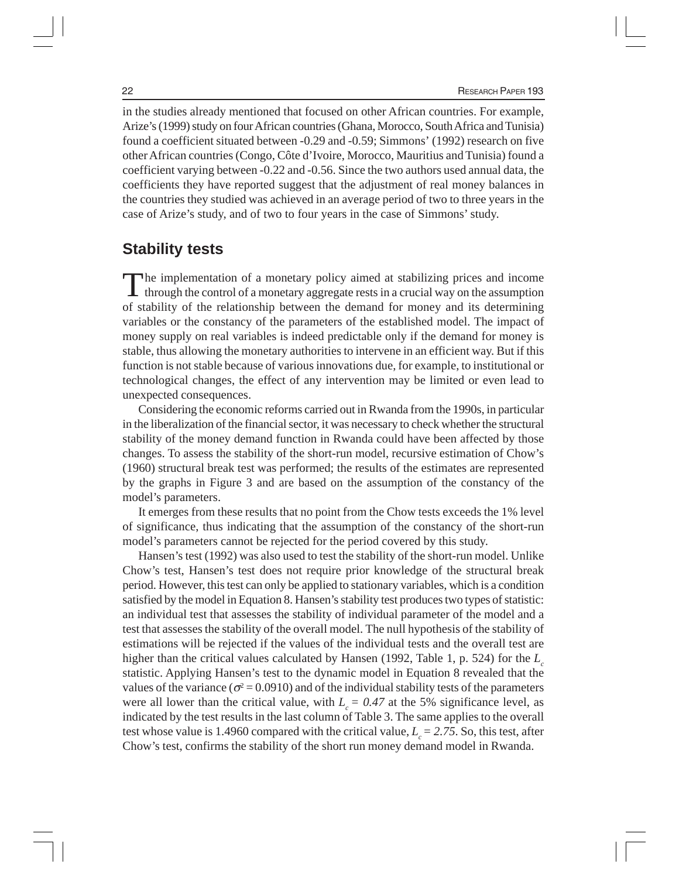in the studies already mentioned that focused on other African countries. For example, Arize's (1999) study on four African countries (Ghana, Morocco, South Africa and Tunisia) found a coefficient situated between -0.29 and -0.59; Simmons' (1992) research on five other African countries (Congo, Côte d'Ivoire, Morocco, Mauritius and Tunisia) found a coefficient varying between -0.22 and -0.56. Since the two authors used annual data, the coefficients they have reported suggest that the adjustment of real money balances in the countries they studied was achieved in an average period of two to three years in the case of Arize's study, and of two to four years in the case of Simmons' study.

## Stability tests

The implementation of a monetary policy aimed at stabilizing prices and income through the control of a monetary aggregate rests in a crucial way on the assumption of stability of the relationship between the demand for money and its determining variables or the constancy of the parameters of the established model. The impact of money supply on real variables is indeed predictable only if the demand for money is stable, thus allowing the monetary authorities to intervene in an efficient way. But if this function is not stable because of various innovations due, for example, to institutional or technological changes, the effect of any intervention may be limited or even lead to unexpected consequences.

Considering the economic reforms carried out in Rwanda from the 1990s, in particular in the liberalization of the financial sector, it was necessary to check whether the structural stability of the money demand function in Rwanda could have been affected by those changes. To assess the stability of the short-run model, recursive estimation of Chow's (1960) structural break test was performed; the results of the estimates are represented by the graphs in Figure 3 and are based on the assumption of the constancy of the model's parameters.

It emerges from these results that no point from the Chow tests exceeds the 1% level of significance, thus indicating that the assumption of the constancy of the short-run model's parameters cannot be rejected for the period covered by this study.

Hansen's test (1992) was also used to test the stability of the short-run model. Unlike Chow's test, Hansen's test does not require prior knowledge of the structural break period. However, this test can only be applied to stationary variables, which is a condition satisfied by the model in Equation 8. Hansen's stability test produces two types of statistic: an individual test that assesses the stability of individual parameter of the model and a test that assesses the stability of the overall model. The null hypothesis of the stability of estimations will be rejected if the values of the individual tests and the overall test are higher than the critical values calculated by Hansen (1992, Table 1, p. 524) for the $L_c$ statistic. Applying Hansen's test to the dynamic model in Equation 8 revealed that the values of the variance ($\sigma^2 = 0.0910$) and of the individual stability tests of the parameters were all lower than the critical value, with $L_c = 0.47$ at the 5% significance level, as indicated by the test results in the last column of Table 3. The same applies to the overall test whose value is 1.4960 compared with the critical value, $L_c = 2.75$. So, this test, after Chow's test, confirms the stability of the short run money demand model in Rwanda.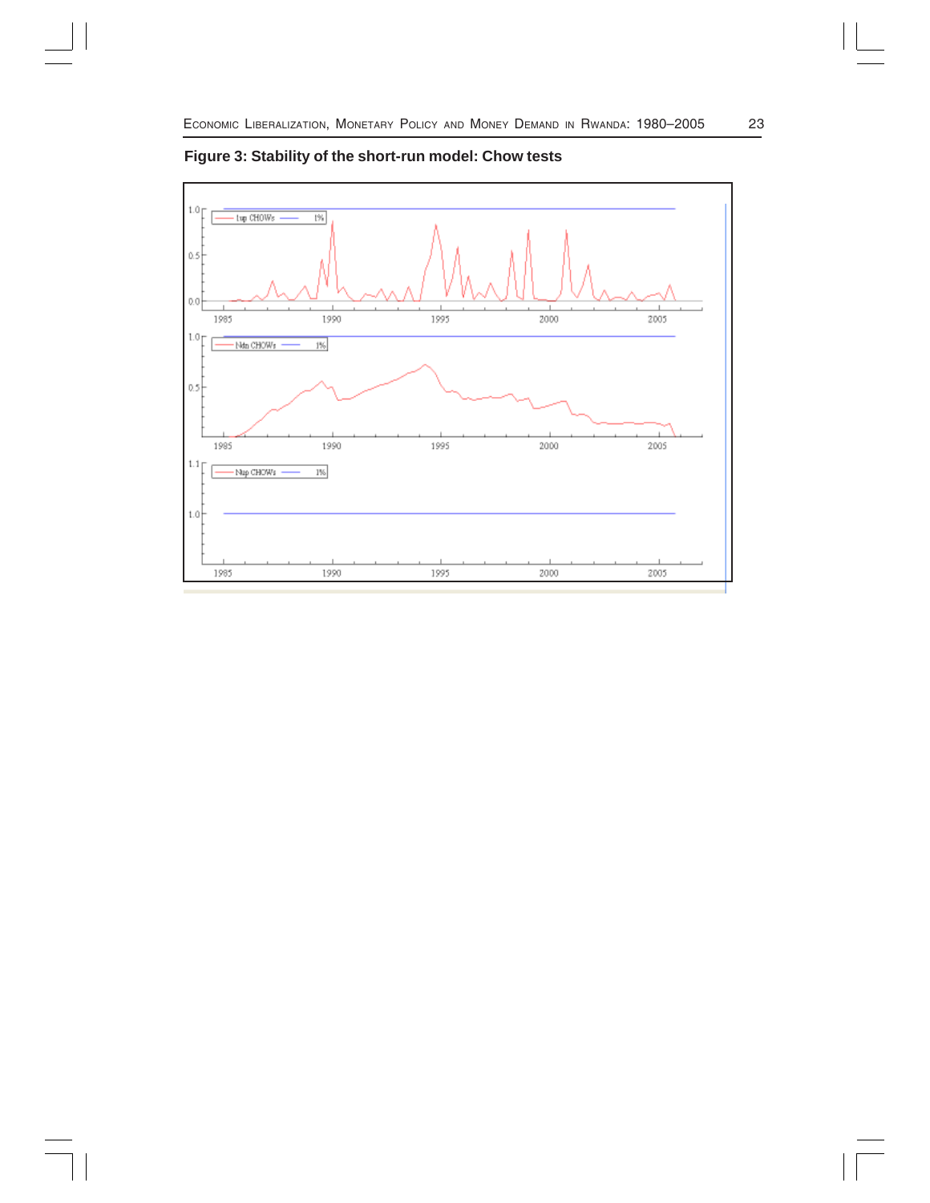**Figure 3: Stability of the short-run model: Chow tests**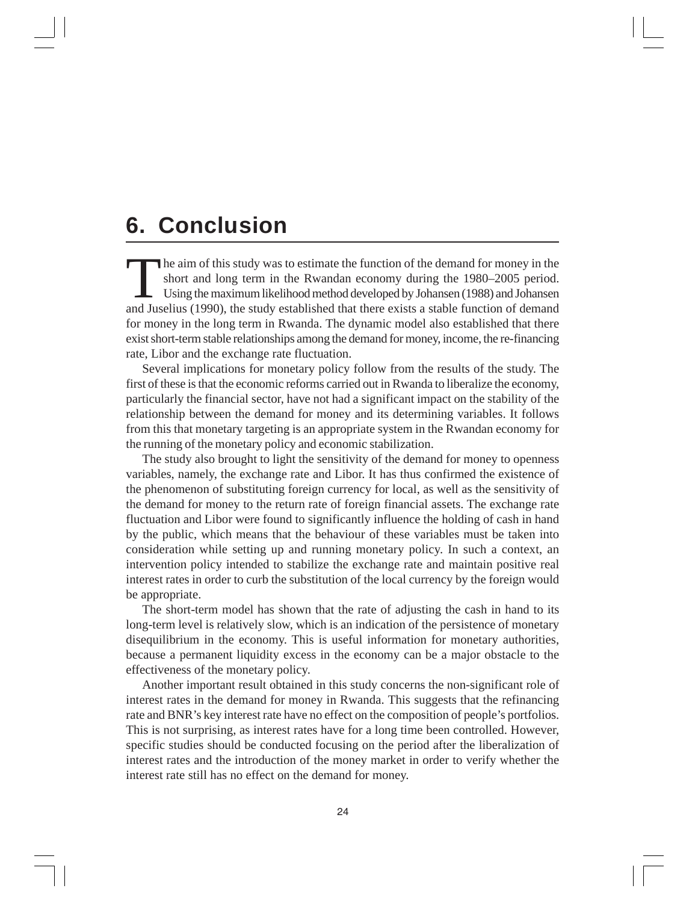# 6. Conclusion

The aim of this study was to estimate the function of the demand for money in the short and long term in the Rwandan economy during the 1980–2005 period. Using the maximum likelihood method developed by Johansen (1988) and Johansen and Juselius (1990), the study established that there exists a stable function of demand for money in the long term in Rwanda. The dynamic model also established that there exist short-term stable relationships among the demand for money, income, the re-financing rate, Libor and the exchange rate fluctuation.

Several implications for monetary policy follow from the results of the study. The first of these is that the economic reforms carried out in Rwanda to liberalize the economy, particularly the financial sector, have not had a significant impact on the stability of the relationship between the demand for money and its determining variables. It follows from this that monetary targeting is an appropriate system in the Rwandan economy for the running of the monetary policy and economic stabilization.

The study also brought to light the sensitivity of the demand for money to openness variables, namely, the exchange rate and Libor. It has thus confirmed the existence of the phenomenon of substituting foreign currency for local, as well as the sensitivity of the demand for money to the return rate of foreign financial assets. The exchange rate fluctuation and Libor were found to significantly influence the holding of cash in hand by the public, which means that the behaviour of these variables must be taken into consideration while setting up and running monetary policy. In such a context, an intervention policy intended to stabilize the exchange rate and maintain positive real interest rates in order to curb the substitution of the local currency by the foreign would be appropriate.

The short-term model has shown that the rate of adjusting the cash in hand to its long-term level is relatively slow, which is an indication of the persistence of monetary disequilibrium in the economy. This is useful information for monetary authorities, because a permanent liquidity excess in the economy can be a major obstacle to the effectiveness of the monetary policy.

Another important result obtained in this study concerns the non-significant role of interest rates in the demand for money in Rwanda. This suggests that the refinancing rate and BNR's key interest rate have no effect on the composition of people's portfolios. This is not surprising, as interest rates have for a long time been controlled. However, specific studies should be conducted focusing on the period after the liberalization of interest rates and the introduction of the money market in order to verify whether the interest rate still has no effect on the demand for money.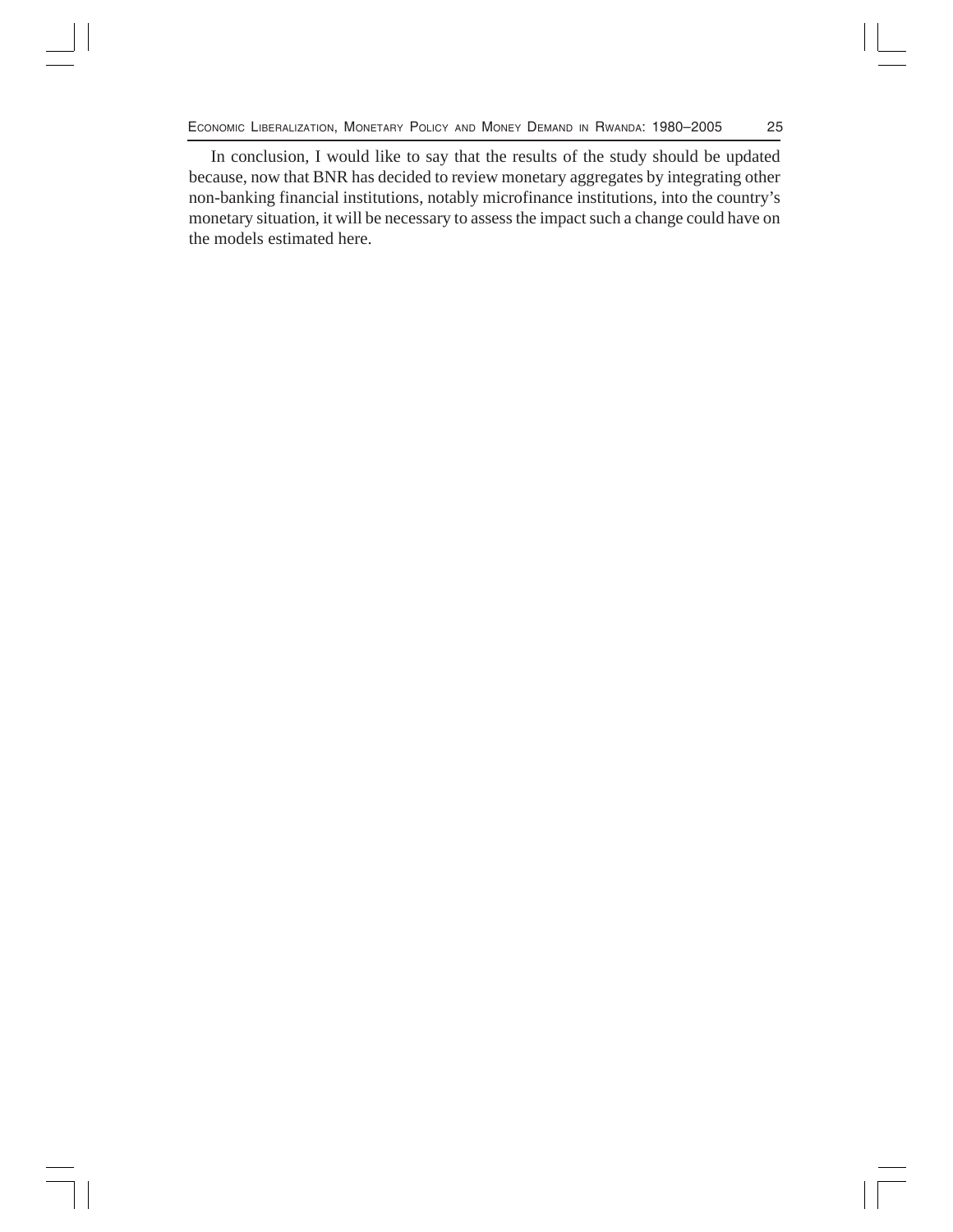In conclusion, I would like to say that the results of the study should be updated because, now that BNR has decided to review monetary aggregates by integrating other non-banking financial institutions, notably microfinance institutions, into the country's monetary situation, it will be necessary to assess the impact such a change could have on the models estimated here.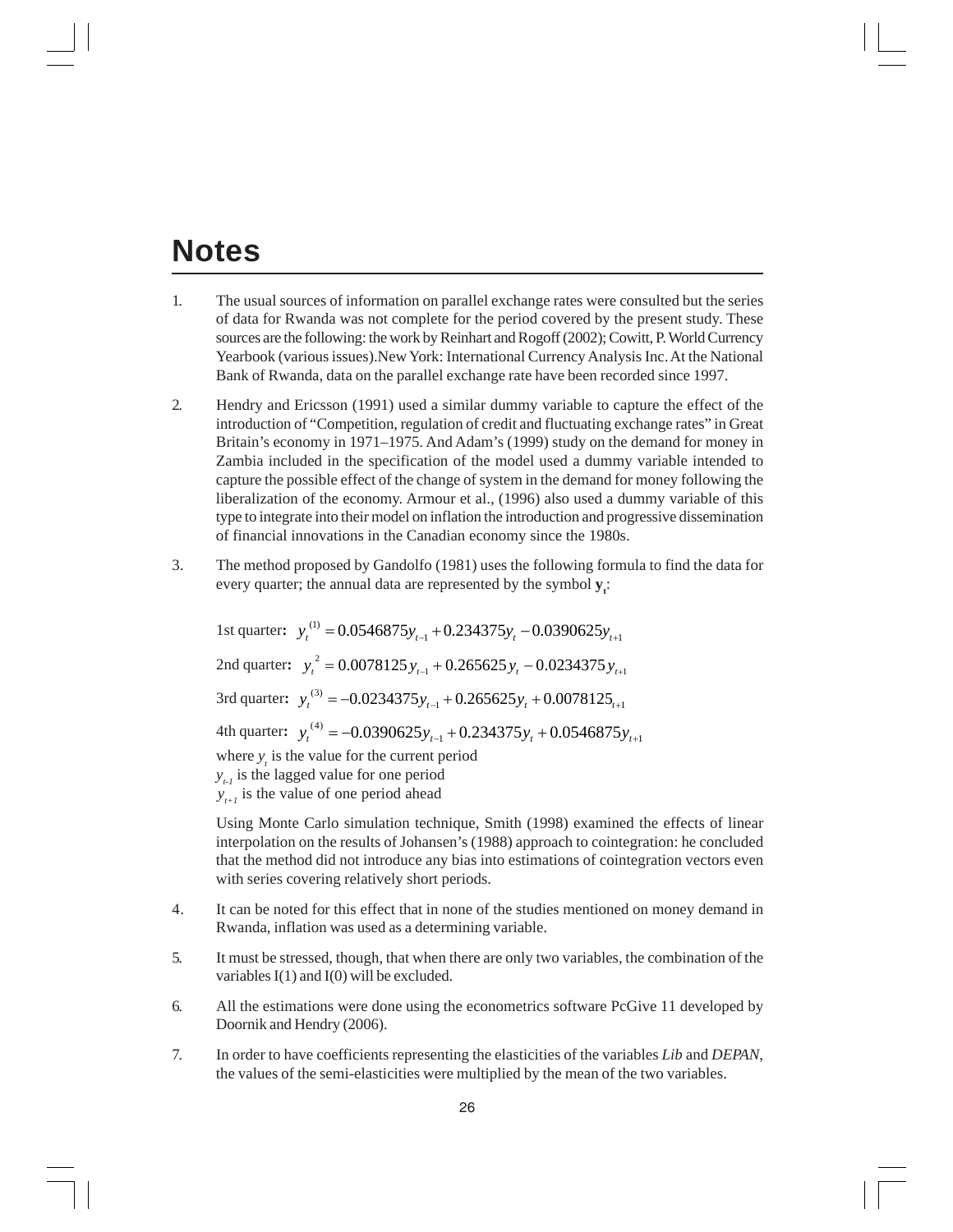# Notes

1. The usual sources of information on parallel exchange rates were consulted but the series of data for Rwanda was not complete for the period covered by the present study. These sources are the following: the work by Reinhart and Rogoff (2002); Cowitt, P. World Currency Yearbook (various issues).New York: International Currency Analysis Inc. At the National Bank of Rwanda, data on the parallel exchange rate have been recorded since 1997.

2. Hendry and Ericsson (1991) used a similar dummy variable to capture the effect of the introduction of "Competition, regulation of credit and fluctuating exchange rates" in Great Britain's economy in 1971–1975. And Adam's (1999) study on the demand for money in Zambia included in the specification of the model used a dummy variable intended to capture the possible effect of the change of system in the demand for money following the liberalization of the economy. Armour et al., (1996) also used a dummy variable of this type to integrate into their model on inflation the introduction and progressive dissemination of financial innovations in the Canadian economy since the 1980s.

3. The method proposed by Gandolfo (1981) uses the following formula to find the data for every quarter; the annual data are represented by the symbol $\mathbf{y_t}$:

   1st quarter**:** $y_t^{(1)} = 0.0546875y_{t-1} + 0.234375y_t - 0.0390625y_{t+1}$

   2nd quarter**:** $y_t^{2} = 0.0078125y_{t-1} + 0.265625y_t - 0.0234375y_{t+1}$

   3rd quarter**:** $y_t^{(3)} = -0.0234375y_{t-1} + 0.265625y_t + 0.0078125_{t+1}$

   4th quarter**:** $y_t^{(4)} = -0.0390625y_{t-1} + 0.234375y_t + 0.0546875y_{t+1}$

   where $y_t$ is the value for the current period
   $y_{t-1}$ is the lagged value for one period
   $y_{t+1}$ is the value of one period ahead

   Using Monte Carlo simulation technique, Smith (1998) examined the effects of linear interpolation on the results of Johansen's (1988) approach to cointegration: he concluded that the method did not introduce any bias into estimations of cointegration vectors even with series covering relatively short periods.

4. It can be noted for this effect that in none of the studies mentioned on money demand in Rwanda, inflation was used as a determining variable.

5. It must be stressed, though, that when there are only two variables, the combination of the variables I(1) and I(0) will be excluded.

6. All the estimations were done using the econometrics software PcGive 11 developed by Doornik and Hendry (2006).

7. In order to have coefficients representing the elasticities of the variables *Lib* and *DEPAN*, the values of the semi-elasticities were multiplied by the mean of the two variables.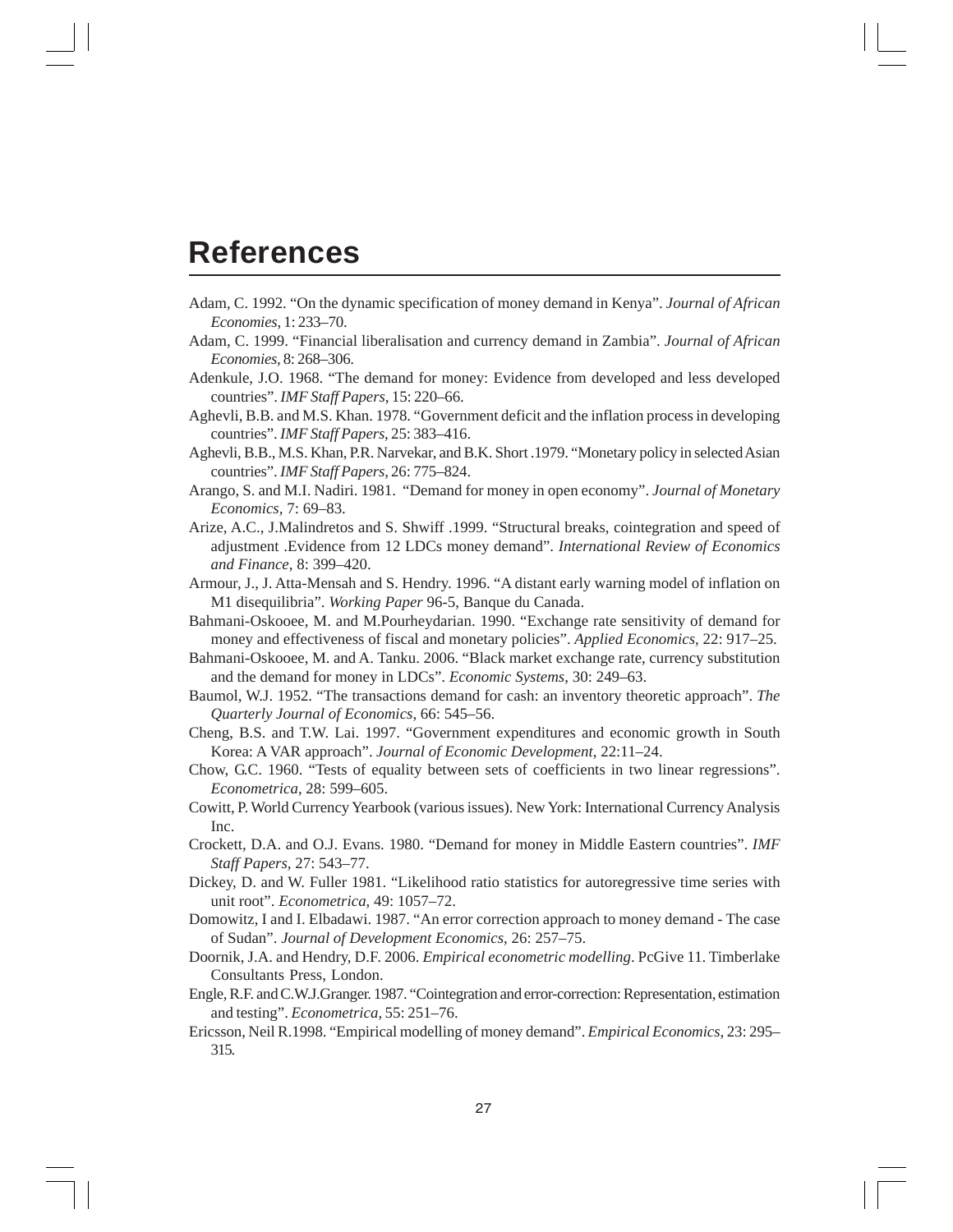# References

Adam, C. 1992. "On the dynamic specification of money demand in Kenya". *Journal of African Economies*, 1: 233–70.

Adam, C. 1999. "Financial liberalisation and currency demand in Zambia". *Journal of African Economies*, 8: 268–306.

Adenkule, J.O. 1968. "The demand for money: Evidence from developed and less developed countries". *IMF Staff Papers*, 15: 220–66.

Aghevli, B.B. and M.S. Khan. 1978. "Government deficit and the inflation process in developing countries". *IMF Staff Papers*, 25: 383–416.

Aghevli, B.B., M.S. Khan, P.R. Narvekar, and B.K. Short .1979. "Monetary policy in selected Asian countries". *IMF Staff Papers*, 26: 775–824.

Arango, S. and M.I. Nadiri. 1981. "Demand for money in open economy". *Journal of Monetary Economics*, 7: 69–83.

Arize, A.C., J.Malindretos and S. Shwiff .1999. "Structural breaks, cointegration and speed of adjustment .Evidence from 12 LDCs money demand". *International Review of Economics and Finance*, 8: 399–420.

Armour, J., J. Atta-Mensah and S. Hendry. 1996. "A distant early warning model of inflation on M1 disequilibria". *Working Paper* 96-5, Banque du Canada.

Bahmani-Oskooee, M. and M.Pourheydarian. 1990. "Exchange rate sensitivity of demand for money and effectiveness of fiscal and monetary policies". *Applied Economics*, 22: 917–25.

Bahmani-Oskooee, M. and A. Tanku. 2006. "Black market exchange rate, currency substitution and the demand for money in LDCs". *Economic Systems*, 30: 249–63.

Baumol, W.J. 1952. "The transactions demand for cash: an inventory theoretic approach". *The Quarterly Journal of Economics*, 66: 545–56.

Cheng, B.S. and T.W. Lai. 1997. "Government expenditures and economic growth in South Korea: A VAR approach". *Journal of Economic Development*, 22:11–24.

Chow, G.C. 1960. "Tests of equality between sets of coefficients in two linear regressions". *Econometrica*, 28: 599–605.

Cowitt, P. World Currency Yearbook (various issues). New York: International Currency Analysis Inc.

Crockett, D.A. and O.J. Evans. 1980. "Demand for money in Middle Eastern countries". *IMF Staff Papers*, 27: 543–77.

Dickey, D. and W. Fuller 1981. "Likelihood ratio statistics for autoregressive time series with unit root". *Econometrica*, 49: 1057–72.

Domowitz, I and I. Elbadawi. 1987. "An error correction approach to money demand - The case of Sudan". *Journal of Development Economics*, 26: 257–75.

Doornik, J.A. and Hendry, D.F. 2006. *Empirical econometric modelling*. PcGive 11. Timberlake Consultants Press, London.

Engle, R.F. and C.W.J.Granger. 1987. "Cointegration and error-correction: Representation, estimation and testing". *Econometrica*, 55: 251–76.

Ericsson, Neil R.1998. "Empirical modelling of money demand". *Empirical Economics*, 23: 295–315.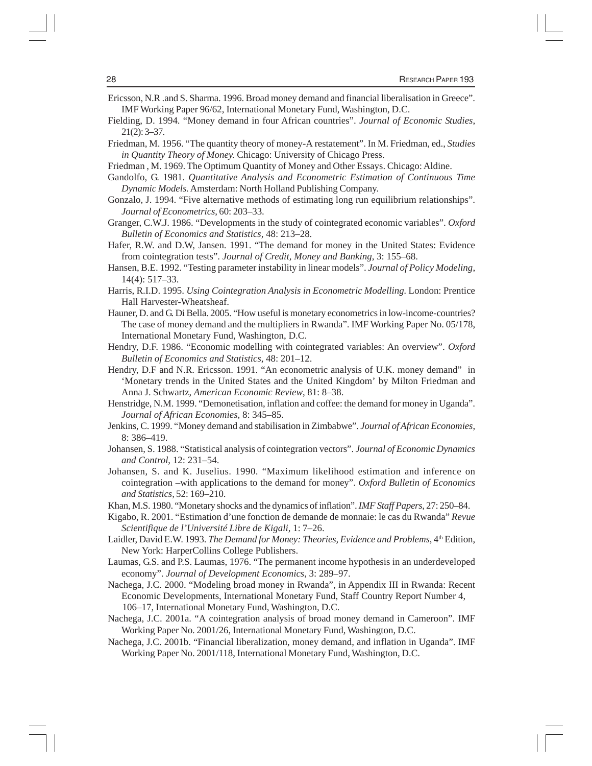Ericsson, N.R .and S. Sharma. 1996. Broad money demand and financial liberalisation in Greece". IMF Working Paper 96/62, International Monetary Fund, Washington, D.C.

Fielding, D. 1994. "Money demand in four African countries". *Journal of Economic Studies*, 21(2): 3–37.

Friedman, M. 1956. "The quantity theory of money-A restatement". In M. Friedman, ed., *Studies in Quantity Theory of Money.* Chicago: University of Chicago Press.

Friedman , M. 1969. The Optimum Quantity of Money and Other Essays. Chicago: Aldine.

Gandolfo, G. 1981. *Quantitative Analysis and Econometric Estimation of Continuous Time Dynamic Models.* Amsterdam: North Holland Publishing Company.

Gonzalo, J. 1994. "Five alternative methods of estimating long run equilibrium relationships". *Journal of Econometrics*, 60: 203–33.

Granger, C.W.J. 1986. "Developments in the study of cointegrated economic variables". *Oxford Bulletin of Economics and Statistics*, 48: 213–28.

Hafer, R.W. and D.W, Jansen. 1991. "The demand for money in the United States: Evidence from cointegration tests". *Journal of Credit, Money and Banking*, 3: 155–68.

Hansen, B.E. 1992. "Testing parameter instability in linear models". *Journal of Policy Modeling,* 14(4): 517–33.

Harris, R.I.D. 1995. *Using Cointegration Analysis in Econometric Modelling.* London: Prentice Hall Harvester-Wheatsheaf.

Hauner, D. and G. Di Bella. 2005. "How useful is monetary econometrics in low-income-countries? The case of money demand and the multipliers in Rwanda". IMF Working Paper No. 05/178, International Monetary Fund, Washington, D.C.

Hendry, D.F. 1986. "Economic modelling with cointegrated variables: An overview". *Oxford Bulletin of Economics and Statistics*, 48: 201–12.

Hendry, D.F and N.R. Ericsson. 1991. "An econometric analysis of U.K. money demand" in 'Monetary trends in the United States and the United Kingdom' by Milton Friedman and Anna J. Schwartz, *American Economic Review*, 81: 8–38.

Henstridge, N.M. 1999. "Demonetisation, inflation and coffee: the demand for money in Uganda". *Journal of African Economies*, 8: 345–85.

Jenkins, C. 1999. "Money demand and stabilisation in Zimbabwe". *Journal of African Economies*, 8: 386–419.

Johansen, S. 1988. "Statistical analysis of cointegration vectors". *Journal of Economic Dynamics and Control*, 12: 231–54.

Johansen, S. and K. Juselius. 1990. "Maximum likelihood estimation and inference on cointegration –with applications to the demand for money". *Oxford Bulletin of Economics and Statistics,* 52: 169–210.

Khan, M.S. 1980. "Monetary shocks and the dynamics of inflation". *IMF Staff Papers*, 27: 250–84.

Kigabo, R. 2001. "Estimation d'une fonction de demande de monnaie: le cas du Rwanda" *Revue Scientifique de l'Université Libre de Kigali*, 1: 7–26.

Laidler, David E.W. 1993. *The Demand for Money: Theories, Evidence and Problems*, 4th Edition, New York: HarperCollins College Publishers.

Laumas, G.S. and P.S. Laumas, 1976. "The permanent income hypothesis in an underdeveloped economy". *Journal of Development Economics*, 3: 289–97.

Nachega, J.C. 2000. "Modeling broad money in Rwanda", in Appendix III in Rwanda: Recent Economic Developments, International Monetary Fund, Staff Country Report Number 4, 106–17, International Monetary Fund, Washington, D.C.

Nachega, J.C. 2001a. "A cointegration analysis of broad money demand in Cameroon". IMF Working Paper No. 2001/26, International Monetary Fund, Washington, D.C.

Nachega, J.C. 2001b. "Financial liberalization, money demand, and inflation in Uganda". IMF Working Paper No. 2001/118, International Monetary Fund, Washington, D.C.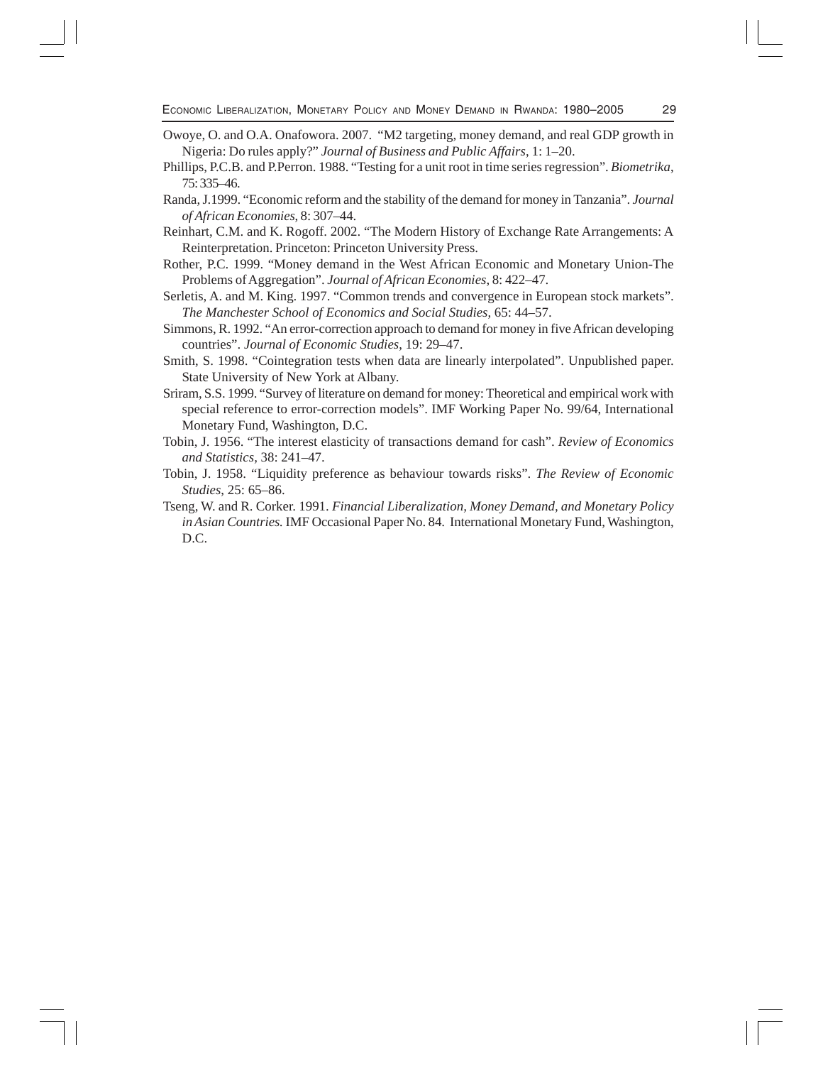Owoye, O. and O.A. Onafowora. 2007. "M2 targeting, money demand, and real GDP growth in Nigeria: Do rules apply?" *Journal of Business and Public Affairs*, 1: 1–20.

Phillips, P.C.B. and P.Perron. 1988. "Testing for a unit root in time series regression". *Biometrika*, 75: 335–46.

Randa, J.1999. "Economic reform and the stability of the demand for money in Tanzania". *Journal of African Economies*, 8: 307–44.

Reinhart, C.M. and K. Rogoff. 2002. "The Modern History of Exchange Rate Arrangements: A Reinterpretation. Princeton: Princeton University Press.

Rother, P.C. 1999. "Money demand in the West African Economic and Monetary Union-The Problems of Aggregation". *Journal of African Economies*, 8: 422–47.

Serletis, A. and M. King. 1997. "Common trends and convergence in European stock markets". *The Manchester School of Economics and Social Studies*, 65: 44–57.

Simmons, R. 1992. "An error-correction approach to demand for money in five African developing countries". *Journal of Economic Studies*, 19: 29–47.

Smith, S. 1998. "Cointegration tests when data are linearly interpolated". Unpublished paper. State University of New York at Albany.

Sriram, S.S. 1999. "Survey of literature on demand for money: Theoretical and empirical work with special reference to error-correction models". IMF Working Paper No. 99/64, International Monetary Fund, Washington, D.C.

Tobin, J. 1956. "The interest elasticity of transactions demand for cash". *Review of Economics and Statistics*, 38: 241–47.

Tobin, J. 1958. "Liquidity preference as behaviour towards risks". *The Review of Economic Studies*, 25: 65–86.

Tseng, W. and R. Corker. 1991. *Financial Liberalization, Money Demand, and Monetary Policy in Asian Countries.* IMF Occasional Paper No. 84. International Monetary Fund, Washington, D.C.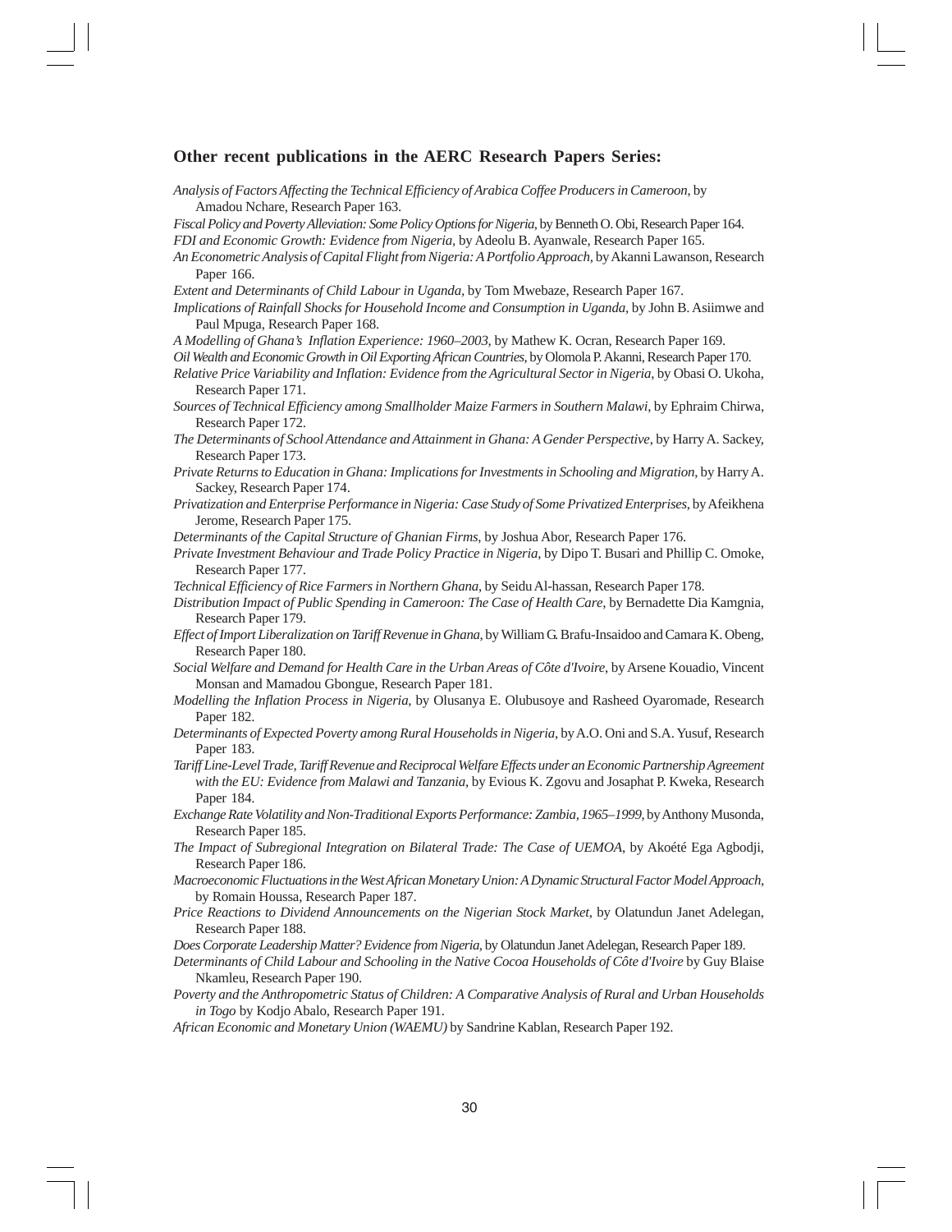## Other recent publications in the AERC Research Papers Series:

*Analysis of Factors Affecting the Technical Efficiency of Arabica Coffee Producers in Cameroon*, by Amadou Nchare, Research Paper 163.

*Fiscal Policy and Poverty Alleviation: Some Policy Options for Nigeria*, by Benneth O. Obi, Research Paper 164.

*FDI and Economic Growth: Evidence from Nigeria*, by Adeolu B. Ayanwale, Research Paper 165.

*An Econometric Analysis of Capital Flight from Nigeria: A Portfolio Approach*, by Akanni Lawanson, Research Paper 166.

*Extent and Determinants of Child Labour in Uganda*, by Tom Mwebaze, Research Paper 167.

*Implications of Rainfall Shocks for Household Income and Consumption in Uganda*, by John B. Asiimwe and Paul Mpuga, Research Paper 168.

*A Modelling of Ghana's Inflation Experience: 1960–2003*, by Mathew K. Ocran, Research Paper 169.

*Oil Wealth and Economic Growth in Oil Exporting African Countries*, by Olomola P. Akanni, Research Paper 170.

*Relative Price Variability and Inflation: Evidence from the Agricultural Sector in Nigeria*, by Obasi O. Ukoha, Research Paper 171.

*Sources of Technical Efficiency among Smallholder Maize Farmers in Southern Malawi*, by Ephraim Chirwa, Research Paper 172.

*The Determinants of School Attendance and Attainment in Ghana: A Gender Perspective*, by Harry A. Sackey, Research Paper 173.

*Private Returns to Education in Ghana: Implications for Investments in Schooling and Migration*, by Harry A. Sackey, Research Paper 174.

*Privatization and Enterprise Performance in Nigeria: Case Study of Some Privatized Enterprises*, by Afeikhena Jerome, Research Paper 175.

*Determinants of the Capital Structure of Ghanian Firms*, by Joshua Abor, Research Paper 176.

*Private Investment Behaviour and Trade Policy Practice in Nigeria*, by Dipo T. Busari and Phillip C. Omoke, Research Paper 177.

*Technical Efficiency of Rice Farmers in Northern Ghana*, by Seidu Al-hassan, Research Paper 178.

*Distribution Impact of Public Spending in Cameroon: The Case of Health Care*, by Bernadette Dia Kamgnia, Research Paper 179.

*Effect of Import Liberalization on Tariff Revenue in Ghana*, by William G. Brafu-Insaidoo and Camara K. Obeng, Research Paper 180.

*Social Welfare and Demand for Health Care in the Urban Areas of Côte d'Ivoire*, by Arsene Kouadio, Vincent Monsan and Mamadou Gbongue, Research Paper 181.

*Modelling the Inflation Process in Nigeria*, by Olusanya E. Olubusoye and Rasheed Oyaromade, Research Paper 182.

*Determinants of Expected Poverty among Rural Households in Nigeria*, by A.O. Oni and S.A. Yusuf, Research Paper 183.

*Tariff Line-Level Trade, Tariff Revenue and Reciprocal Welfare Effects under an Economic Partnership Agreement with the EU: Evidence from Malawi and Tanzania*, by Evious K. Zgovu and Josaphat P. Kweka, Research Paper 184.

*Exchange Rate Volatility and Non-Traditional Exports Performance: Zambia, 1965–1999*, by Anthony Musonda, Research Paper 185.

*The Impact of Subregional Integration on Bilateral Trade: The Case of UEMOA*, by Akoété Ega Agbodji, Research Paper 186.

*Macroeconomic Fluctuations in the West African Monetary Union: A Dynamic Structural Factor Model Approach*, by Romain Houssa, Research Paper 187.

*Price Reactions to Dividend Announcements on the Nigerian Stock Market*, by Olatundun Janet Adelegan, Research Paper 188.

*Does Corporate Leadership Matter? Evidence from Nigeria*, by Olatundun Janet Adelegan, Research Paper 189.

*Determinants of Child Labour and Schooling in the Native Cocoa Households of Côte d'Ivoire* by Guy Blaise Nkamleu, Research Paper 190.

*Poverty and the Anthropometric Status of Children: A Comparative Analysis of Rural and Urban Households in Togo* by Kodjo Abalo, Research Paper 191.

*African Economic and Monetary Union (WAEMU)* by Sandrine Kablan, Research Paper 192.